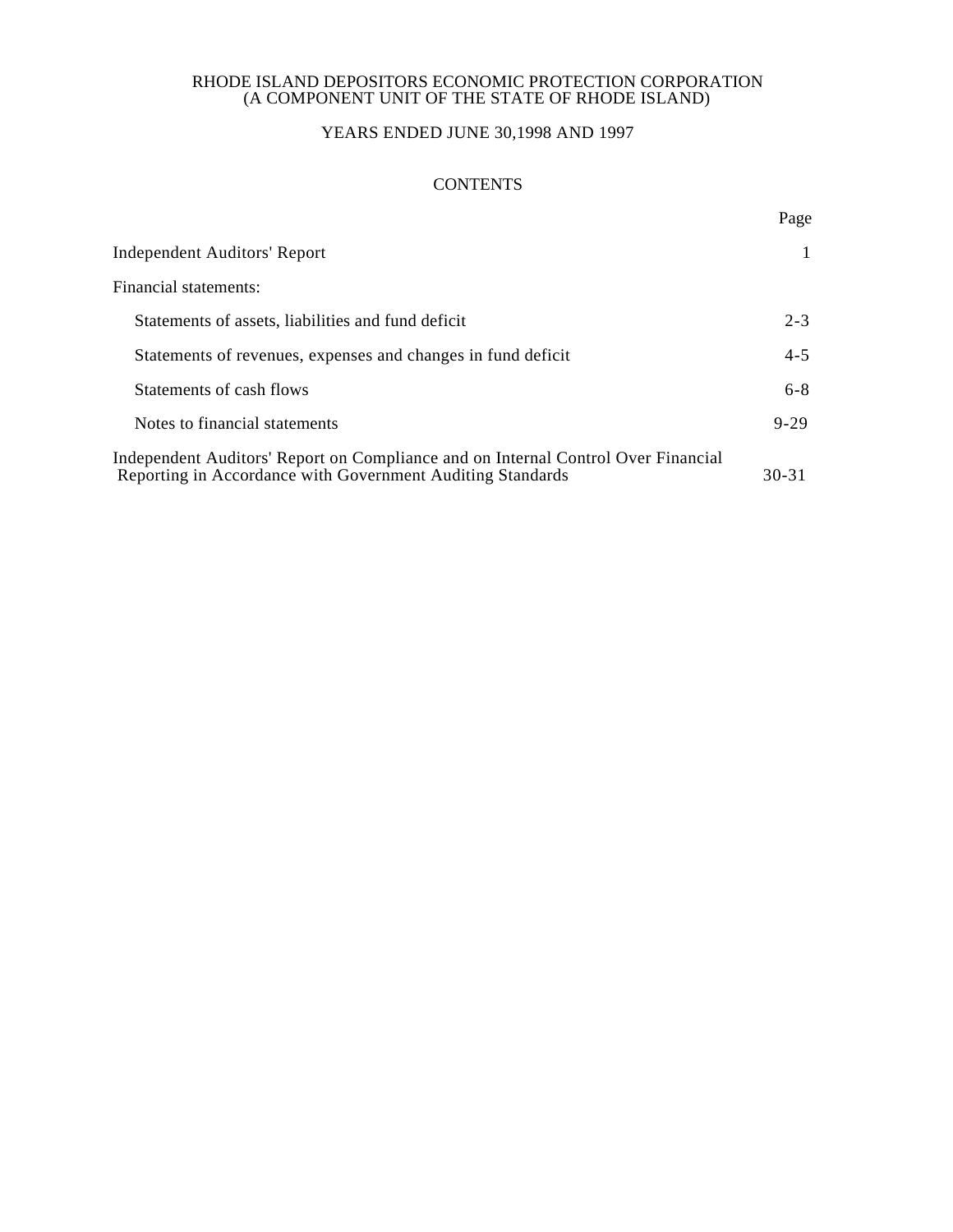RHODE ISLAND DEPOSITORS ECONOMIC PROTECTION CORPORATION
(A COMPONENT UNIT OF THE STATE OF RHODE ISLAND)

YEARS ENDED JUNE 30,1998 AND 1997

CONTENTS

| | Page |
|---|---|
| Independent Auditors' Report | 1 |
| Financial statements: | |
| Statements of assets, liabilities and fund deficit | 2-3 |
| Statements of revenues, expenses and changes in fund deficit | 4-5 |
| Statements of cash flows | 6-8 |
| Notes to financial statements | 9-29 |
| Independent Auditors' Report on Compliance and on Internal Control Over Financial Reporting in Accordance with Government Auditing Standards | 30-31 |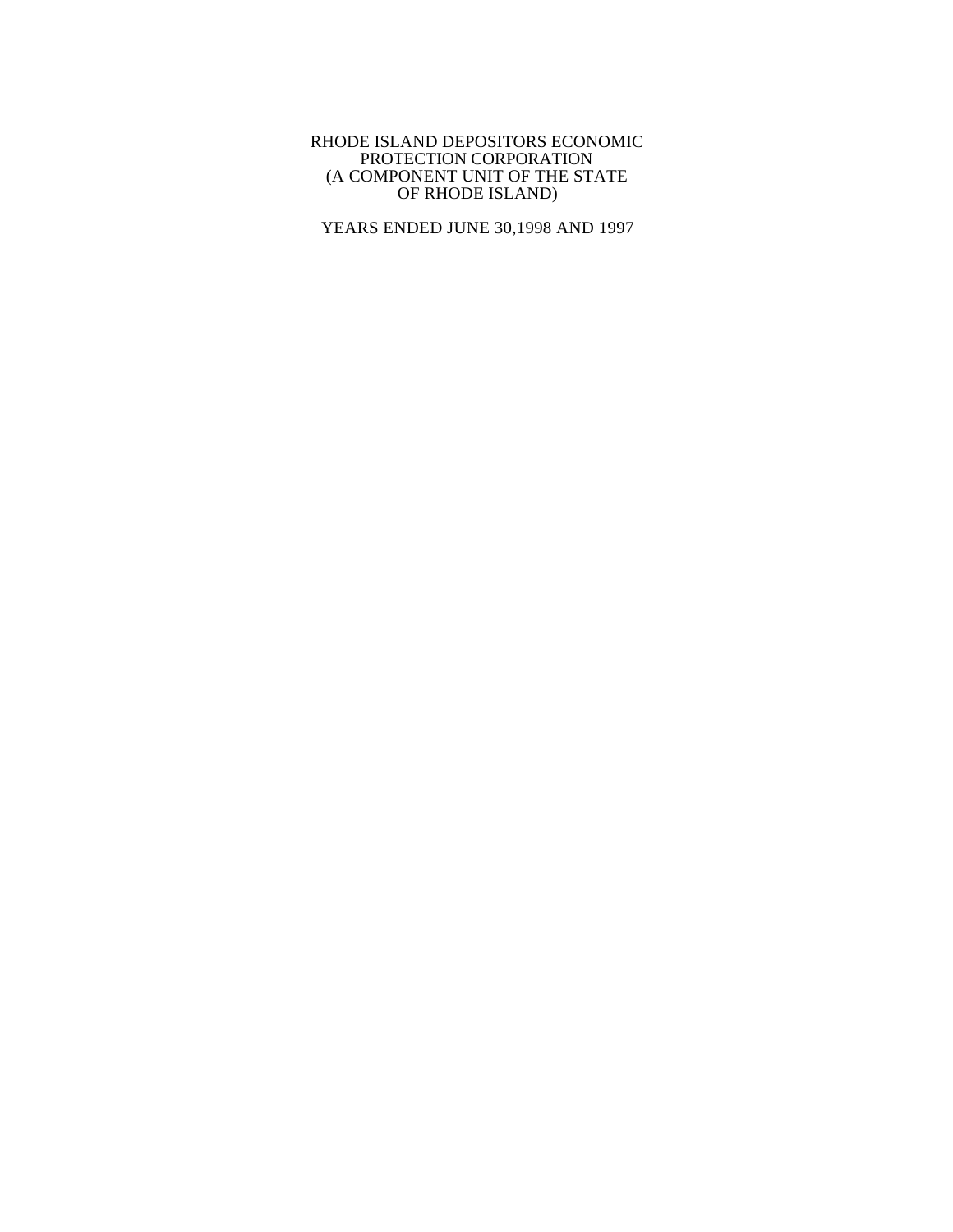# RHODE ISLAND DEPOSITORS ECONOMIC PROTECTION CORPORATION (A COMPONENT UNIT OF THE STATE OF RHODE ISLAND)

YEARS ENDED JUNE 30,1998 AND 1997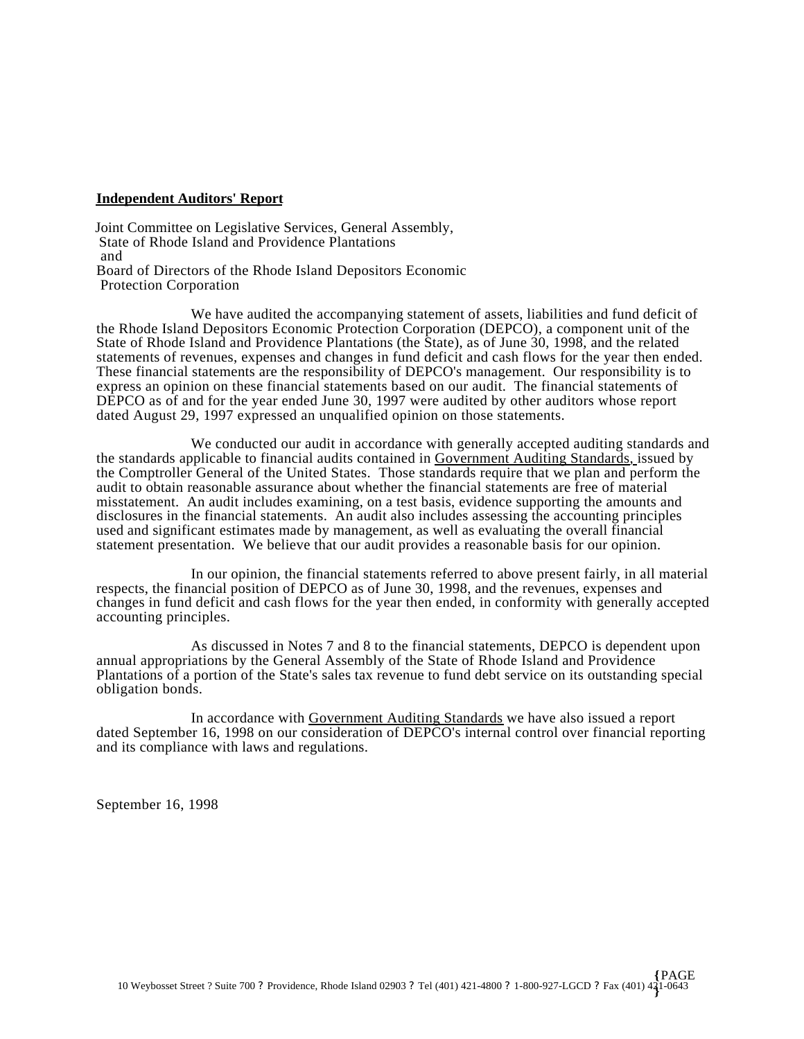**Independent Auditors' Report**

Joint Committee on Legislative Services, General Assembly,
State of Rhode Island and Providence Plantations
and
Board of Directors of the Rhode Island Depositors Economic
Protection Corporation

We have audited the accompanying statement of assets, liabilities and fund deficit of the Rhode Island Depositors Economic Protection Corporation (DEPCO), a component unit of the State of Rhode Island and Providence Plantations (the State), as of June 30, 1998, and the related statements of revenues, expenses and changes in fund deficit and cash flows for the year then ended. These financial statements are the responsibility of DEPCO's management. Our responsibility is to express an opinion on these financial statements based on our audit. The financial statements of DEPCO as of and for the year ended June 30, 1997 were audited by other auditors whose report dated August 29, 1997 expressed an unqualified opinion on those statements.

We conducted our audit in accordance with generally accepted auditing standards and the standards applicable to financial audits contained in Government Auditing Standards, issued by the Comptroller General of the United States. Those standards require that we plan and perform the audit to obtain reasonable assurance about whether the financial statements are free of material misstatement. An audit includes examining, on a test basis, evidence supporting the amounts and disclosures in the financial statements. An audit also includes assessing the accounting principles used and significant estimates made by management, as well as evaluating the overall financial statement presentation. We believe that our audit provides a reasonable basis for our opinion.

In our opinion, the financial statements referred to above present fairly, in all material respects, the financial position of DEPCO as of June 30, 1998, and the revenues, expenses and changes in fund deficit and cash flows for the year then ended, in conformity with generally accepted accounting principles.

As discussed in Notes 7 and 8 to the financial statements, DEPCO is dependent upon annual appropriations by the General Assembly of the State of Rhode Island and Providence Plantations of a portion of the State's sales tax revenue to fund debt service on its outstanding special obligation bonds.

In accordance with Government Auditing Standards we have also issued a report dated September 16, 1998 on our consideration of DEPCO's internal control over financial reporting and its compliance with laws and regulations.

September 16, 1998

10 Weybosset Street ? Suite 700 ? Providence, Rhode Island 02903 ? Tel (401) 421-4800 ? 1-800-927-LGCD ? Fax (401) 421-0643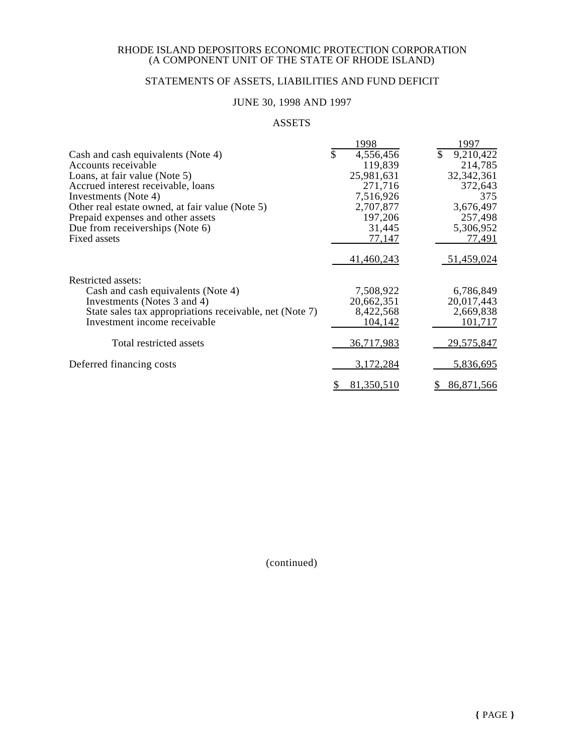# RHODE ISLAND DEPOSITORS ECONOMIC PROTECTION CORPORATION
## (A COMPONENT UNIT OF THE STATE OF RHODE ISLAND)

## STATEMENTS OF ASSETS, LIABILITIES AND FUND DEFICIT

### JUNE 30, 1998 AND 1997

### ASSETS

| | 1998 | 1997 |
|---|---|---|
| Cash and cash equivalents (Note 4) | $ 4,556,456 | $ 9,210,422 |
| Accounts receivable | 119,839 | 214,785 |
| Loans, at fair value (Note 5) | 25,981,631 | 32,342,361 |
| Accrued interest receivable, loans | 271,716 | 372,643 |
| Investments (Note 4) | 7,516,926 | 375 |
| Other real estate owned, at fair value (Note 5) | 2,707,877 | 3,676,497 |
| Prepaid expenses and other assets | 197,206 | 257,498 |
| Due from receiverships (Note 6) | 31,445 | 5,306,952 |
| Fixed assets | 77,147 | 77,491 |
| | 41,460,243 | 51,459,024 |
| Restricted assets: | | |
| Cash and cash equivalents (Note 4) | 7,508,922 | 6,786,849 |
| Investments (Notes 3 and 4) | 20,662,351 | 20,017,443 |
| State sales tax appropriations receivable, net (Note 7) | 8,422,568 | 2,669,838 |
| Investment income receivable | 104,142 | 101,717 |
| Total restricted assets | 36,717,983 | 29,575,847 |
| Deferred financing costs | 3,172,284 | 5,836,695 |
| | $ 81,350,510 | $ 86,871,566 |

(continued)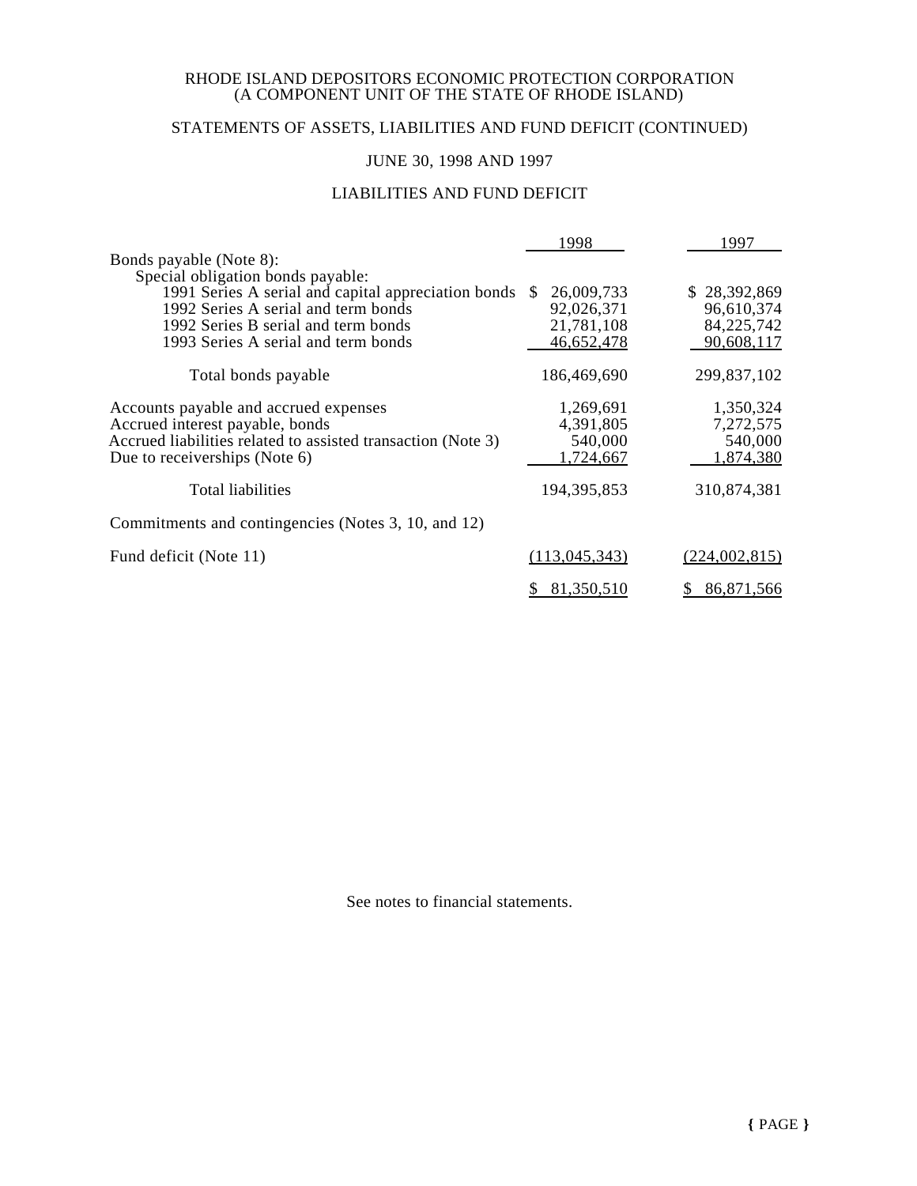RHODE ISLAND DEPOSITORS ECONOMIC PROTECTION CORPORATION
(A COMPONENT UNIT OF THE STATE OF RHODE ISLAND)

STATEMENTS OF ASSETS, LIABILITIES AND FUND DEFICIT (CONTINUED)

JUNE 30, 1998 AND 1997

LIABILITIES AND FUND DEFICIT

| | 1998 | 1997 |
|---|---|---|
| Bonds payable (Note 8): | | |
| Special obligation bonds payable: | | |
| 1991 Series A serial and capital appreciation bonds | $ 26,009,733 | $ 28,392,869 |
| 1992 Series A serial and term bonds | 92,026,371 | 96,610,374 |
| 1992 Series B serial and term bonds | 21,781,108 | 84,225,742 |
| 1993 Series A serial and term bonds | 46,652,478 | 90,608,117 |
| Total bonds payable | 186,469,690 | 299,837,102 |
| Accounts payable and accrued expenses | 1,269,691 | 1,350,324 |
| Accrued interest payable, bonds | 4,391,805 | 7,272,575 |
| Accrued liabilities related to assisted transaction (Note 3) | 540,000 | 540,000 |
| Due to receiverships (Note 6) | 1,724,667 | 1,874,380 |
| Total liabilities | 194,395,853 | 310,874,381 |
| Commitments and contingencies (Notes 3, 10, and 12) | | |
| Fund deficit (Note 11) | (113,045,343) | (224,002,815) |
| | $ 81,350,510 | $ 86,871,566 |

See notes to financial statements.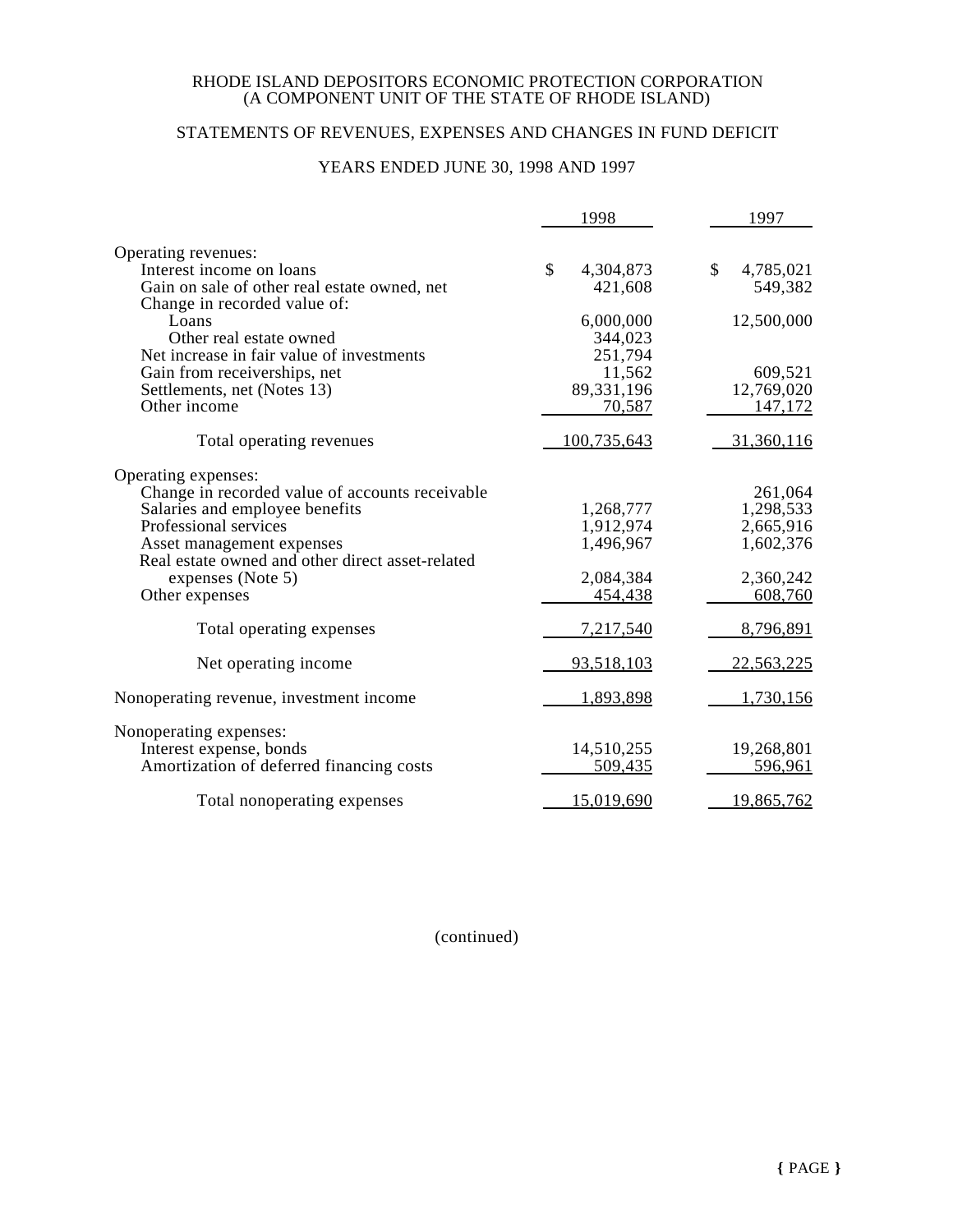RHODE ISLAND DEPOSITORS ECONOMIC PROTECTION CORPORATION
(A COMPONENT UNIT OF THE STATE OF RHODE ISLAND)

STATEMENTS OF REVENUES, EXPENSES AND CHANGES IN FUND DEFICIT

YEARS ENDED JUNE 30, 1998 AND 1997

| | 1998 | 1997 |
|---|---|---|
| Operating revenues: | | |
| Interest income on loans | $ 4,304,873 | $ 4,785,021 |
| Gain on sale of other real estate owned, net | 421,608 | 549,382 |
| Change in recorded value of: | | |
| Loans | 6,000,000 | 12,500,000 |
| Other real estate owned | 344,023 | |
| Net increase in fair value of investments | 251,794 | |
| Gain from receiverships, net | 11,562 | 609,521 |
| Settlements, net (Notes 13) | 89,331,196 | 12,769,020 |
| Other income | 70,587 | 147,172 |
| Total operating revenues | 100,735,643 | 31,360,116 |
| Operating expenses: | | |
| Change in recorded value of accounts receivable | | 261,064 |
| Salaries and employee benefits | 1,268,777 | 1,298,533 |
| Professional services | 1,912,974 | 2,665,916 |
| Asset management expenses | 1,496,967 | 1,602,376 |
| Real estate owned and other direct asset-related expenses (Note 5) | 2,084,384 | 2,360,242 |
| Other expenses | 454,438 | 608,760 |
| Total operating expenses | 7,217,540 | 8,796,891 |
| Net operating income | 93,518,103 | 22,563,225 |
| Nonoperating revenue, investment income | 1,893,898 | 1,730,156 |
| Nonoperating expenses: | | |
| Interest expense, bonds | 14,510,255 | 19,268,801 |
| Amortization of deferred financing costs | 509,435 | 596,961 |
| Total nonoperating expenses | 15,019,690 | 19,865,762 |

(continued)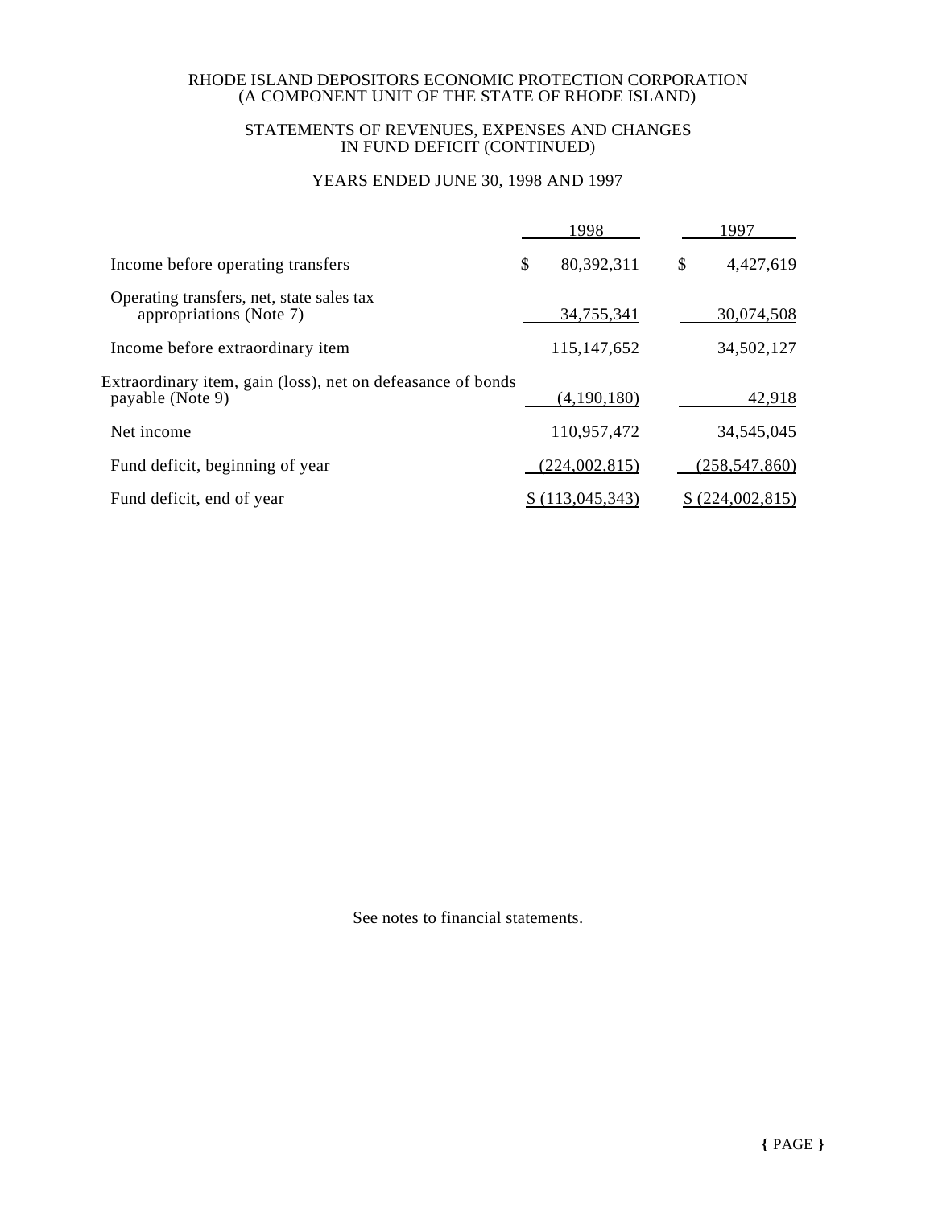RHODE ISLAND DEPOSITORS ECONOMIC PROTECTION CORPORATION
(A COMPONENT UNIT OF THE STATE OF RHODE ISLAND)

STATEMENTS OF REVENUES, EXPENSES AND CHANGES
IN FUND DEFICIT (CONTINUED)

YEARS ENDED JUNE 30, 1998 AND 1997

| | 1998 | 1997 |
|---|---|---|
| Income before operating transfers | $ 80,392,311 | $ 4,427,619 |
| Operating transfers, net, state sales tax appropriations (Note 7) | 34,755,341 | 30,074,508 |
| Income before extraordinary item | 115,147,652 | 34,502,127 |
| Extraordinary item, gain (loss), net on defeasance of bonds payable (Note 9) | (4,190,180) | 42,918 |
| Net income | 110,957,472 | 34,545,045 |
| Fund deficit, beginning of year | (224,002,815) | (258,547,860) |
| Fund deficit, end of year | $ (113,045,343) | $ (224,002,815) |

See notes to financial statements.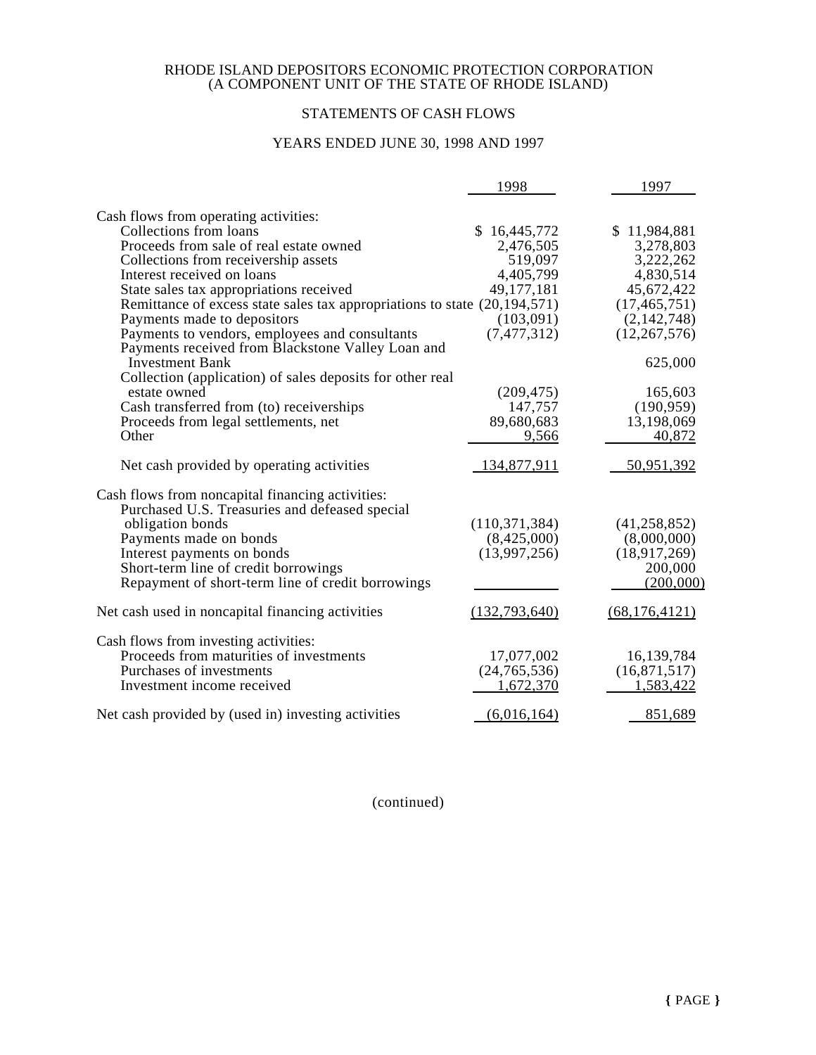RHODE ISLAND DEPOSITORS ECONOMIC PROTECTION CORPORATION
(A COMPONENT UNIT OF THE STATE OF RHODE ISLAND)

STATEMENTS OF CASH FLOWS

YEARS ENDED JUNE 30, 1998 AND 1997

| | 1998 | 1997 |
|---|---|---|
| Cash flows from operating activities: | | |
| Collections from loans | $ 16,445,772 | $ 11,984,881 |
| Proceeds from sale of real estate owned | 2,476,505 | 3,278,803 |
| Collections from receivership assets | 519,097 | 3,222,262 |
| Interest received on loans | 4,405,799 | 4,830,514 |
| State sales tax appropriations received | 49,177,181 | 45,672,422 |
| Remittance of excess state sales tax appropriations to state | (20,194,571) | (17,465,751) |
| Payments made to depositors | (103,091) | (2,142,748) |
| Payments to vendors, employees and consultants | (7,477,312) | (12,267,576) |
| Payments received from Blackstone Valley Loan and Investment Bank | | 625,000 |
| Collection (application) of sales deposits for other real estate owned | (209,475) | 165,603 |
| Cash transferred from (to) receiverships | 147,757 | (190,959) |
| Proceeds from legal settlements, net | 89,680,683 | 13,198,069 |
| Other | 9,566 | 40,872 |
| Net cash provided by operating activities | 134,877,911 | 50,951,392 |
| Cash flows from noncapital financing activities: | | |
| Purchased U.S. Treasuries and defeased special obligation bonds | (110,371,384) | (41,258,852) |
| Payments made on bonds | (8,425,000) | (8,000,000) |
| Interest payments on bonds | (13,997,256) | (18,917,269) |
| Short-term line of credit borrowings | | 200,000 |
| Repayment of short-term line of credit borrowings | | (200,000) |
| Net cash used in noncapital financing activities | (132,793,640) | (68,176,4121) |
| Cash flows from investing activities: | | |
| Proceeds from maturities of investments | 17,077,002 | 16,139,784 |
| Purchases of investments | (24,765,536) | (16,871,517) |
| Investment income received | 1,672,370 | 1,583,422 |
| Net cash provided by (used in) investing activities | (6,016,164) | 851,689 |

(continued)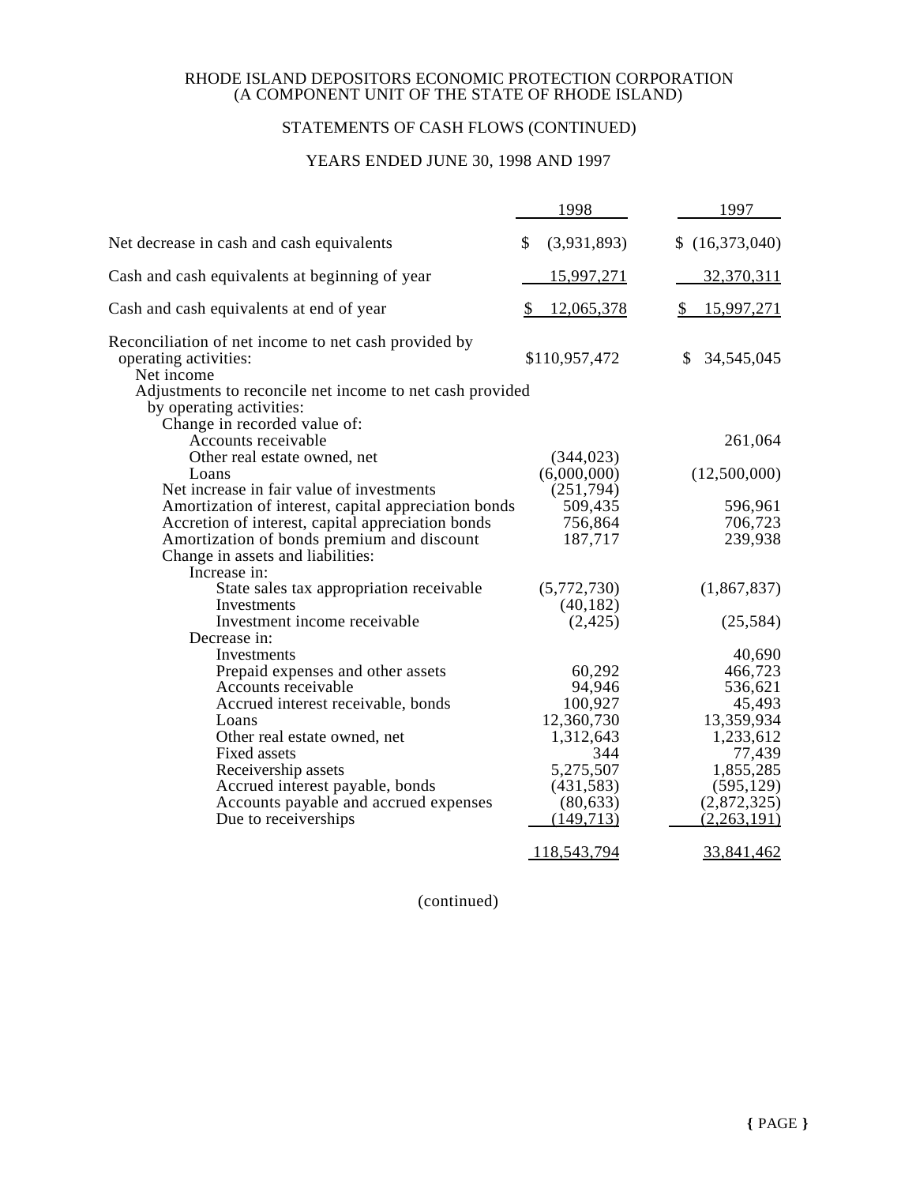RHODE ISLAND DEPOSITORS ECONOMIC PROTECTION CORPORATION
(A COMPONENT UNIT OF THE STATE OF RHODE ISLAND)

STATEMENTS OF CASH FLOWS (CONTINUED)

YEARS ENDED JUNE 30, 1998 AND 1997

| | 1998 | 1997 |
|---|---|---|
| Net decrease in cash and cash equivalents | $ (3,931,893) | $ (16,373,040) |
| Cash and cash equivalents at beginning of year | 15,997,271 | 32,370,311 |
| Cash and cash equivalents at end of year | $ 12,065,378 | $ 15,997,271 |
| Reconciliation of net income to net cash provided by operating activities: | | |
| Net income | $110,957,472 | $ 34,545,045 |
| Adjustments to reconcile net income to net cash provided by operating activities: | | |
| Change in recorded value of: | | |
| Accounts receivable | | 261,064 |
| Other real estate owned, net | (344,023) | |
| Loans | (6,000,000) | (12,500,000) |
| Net increase in fair value of investments | (251,794) | |
| Amortization of interest, capital appreciation bonds | 509,435 | 596,961 |
| Accretion of interest, capital appreciation bonds | 756,864 | 706,723 |
| Amortization of bonds premium and discount | 187,717 | 239,938 |
| Change in assets and liabilities: | | |
| Increase in: | | |
| State sales tax appropriation receivable | (5,772,730) | (1,867,837) |
| Investments | (40,182) | |
| Investment income receivable | (2,425) | (25,584) |
| Decrease in: | | |
| Investments | | 40,690 |
| Prepaid expenses and other assets | 60,292 | 466,723 |
| Accounts receivable | 94,946 | 536,621 |
| Accrued interest receivable, bonds | 100,927 | 45,493 |
| Loans | 12,360,730 | 13,359,934 |
| Other real estate owned, net | 1,312,643 | 1,233,612 |
| Fixed assets | 344 | 77,439 |
| Receivership assets | 5,275,507 | 1,855,285 |
| Accrued interest payable, bonds | (431,583) | (595,129) |
| Accounts payable and accrued expenses | (80,633) | (2,872,325) |
| Due to receiverships | (149,713) | (2,263,191) |
| | 118,543,794 | 33,841,462 |

(continued)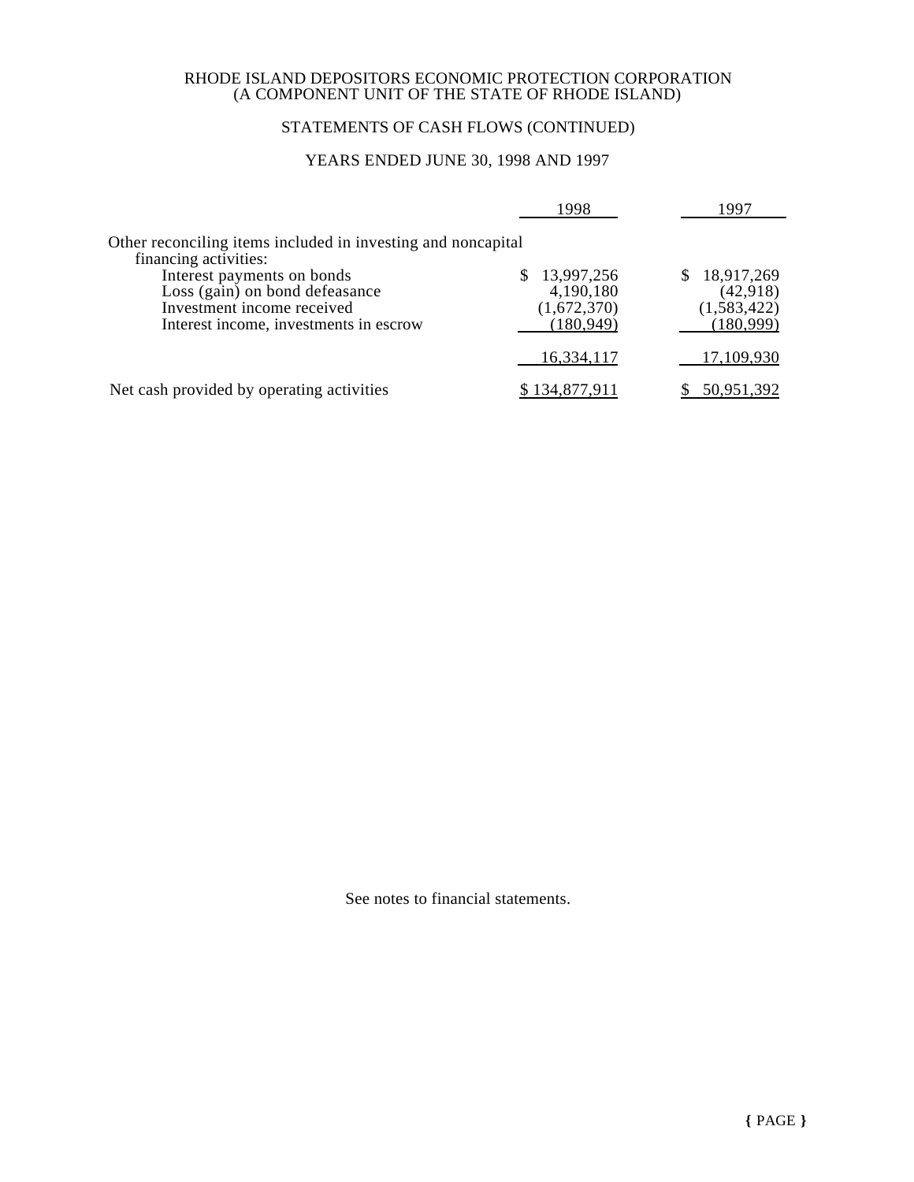RHODE ISLAND DEPOSITORS ECONOMIC PROTECTION CORPORATION
(A COMPONENT UNIT OF THE STATE OF RHODE ISLAND)

## STATEMENTS OF CASH FLOWS (CONTINUED)

### YEARS ENDED JUNE 30, 1998 AND 1997

| | 1998 | 1997 |
|---|---|---|
| Other reconciling items included in investing and noncapital financing activities: | | |
| Interest payments on bonds | $ 13,997,256 | $ 18,917,269 |
| Loss (gain) on bond defeasance | 4,190,180 | (42,918) |
| Investment income received | (1,672,370) | (1,583,422) |
| Interest income, investments in escrow | (180,949) | (180,999) |
| | 16,334,117 | 17,109,930 |
| Net cash provided by operating activities | $ 134,877,911 | $ 50,951,392 |

See notes to financial statements.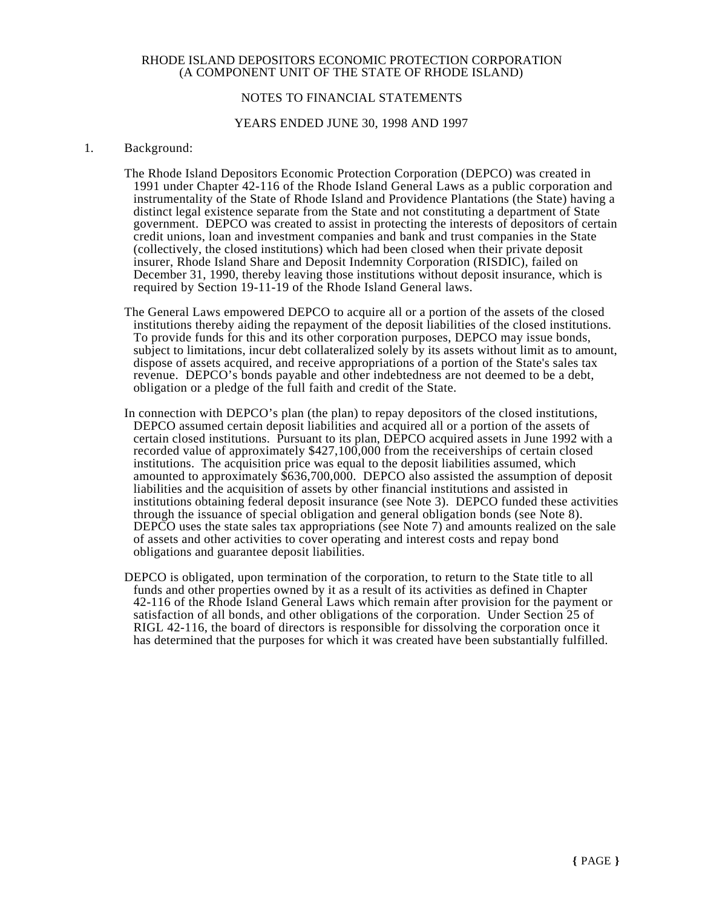RHODE ISLAND DEPOSITORS ECONOMIC PROTECTION CORPORATION
(A COMPONENT UNIT OF THE STATE OF RHODE ISLAND)

NOTES TO FINANCIAL STATEMENTS

YEARS ENDED JUNE 30, 1998 AND 1997

1. Background:

The Rhode Island Depositors Economic Protection Corporation (DEPCO) was created in 1991 under Chapter 42-116 of the Rhode Island General Laws as a public corporation and instrumentality of the State of Rhode Island and Providence Plantations (the State) having a distinct legal existence separate from the State and not constituting a department of State government. DEPCO was created to assist in protecting the interests of depositors of certain credit unions, loan and investment companies and bank and trust companies in the State (collectively, the closed institutions) which had been closed when their private deposit insurer, Rhode Island Share and Deposit Indemnity Corporation (RISDIC), failed on December 31, 1990, thereby leaving those institutions without deposit insurance, which is required by Section 19-11-19 of the Rhode Island General laws.

The General Laws empowered DEPCO to acquire all or a portion of the assets of the closed institutions thereby aiding the repayment of the deposit liabilities of the closed institutions. To provide funds for this and its other corporation purposes, DEPCO may issue bonds, subject to limitations, incur debt collateralized solely by its assets without limit as to amount, dispose of assets acquired, and receive appropriations of a portion of the State's sales tax revenue. DEPCO's bonds payable and other indebtedness are not deemed to be a debt, obligation or a pledge of the full faith and credit of the State.

In connection with DEPCO's plan (the plan) to repay depositors of the closed institutions, DEPCO assumed certain deposit liabilities and acquired all or a portion of the assets of certain closed institutions. Pursuant to its plan, DEPCO acquired assets in June 1992 with a recorded value of approximately $427,100,000 from the receiverships of certain closed institutions. The acquisition price was equal to the deposit liabilities assumed, which amounted to approximately $636,700,000. DEPCO also assisted the assumption of deposit liabilities and the acquisition of assets by other financial institutions and assisted in institutions obtaining federal deposit insurance (see Note 3). DEPCO funded these activities through the issuance of special obligation and general obligation bonds (see Note 8). DEPCO uses the state sales tax appropriations (see Note 7) and amounts realized on the sale of assets and other activities to cover operating and interest costs and repay bond obligations and guarantee deposit liabilities.

DEPCO is obligated, upon termination of the corporation, to return to the State title to all funds and other properties owned by it as a result of its activities as defined in Chapter 42-116 of the Rhode Island General Laws which remain after provision for the payment or satisfaction of all bonds, and other obligations of the corporation. Under Section 25 of RIGL 42-116, the board of directors is responsible for dissolving the corporation once it has determined that the purposes for which it was created have been substantially fulfilled.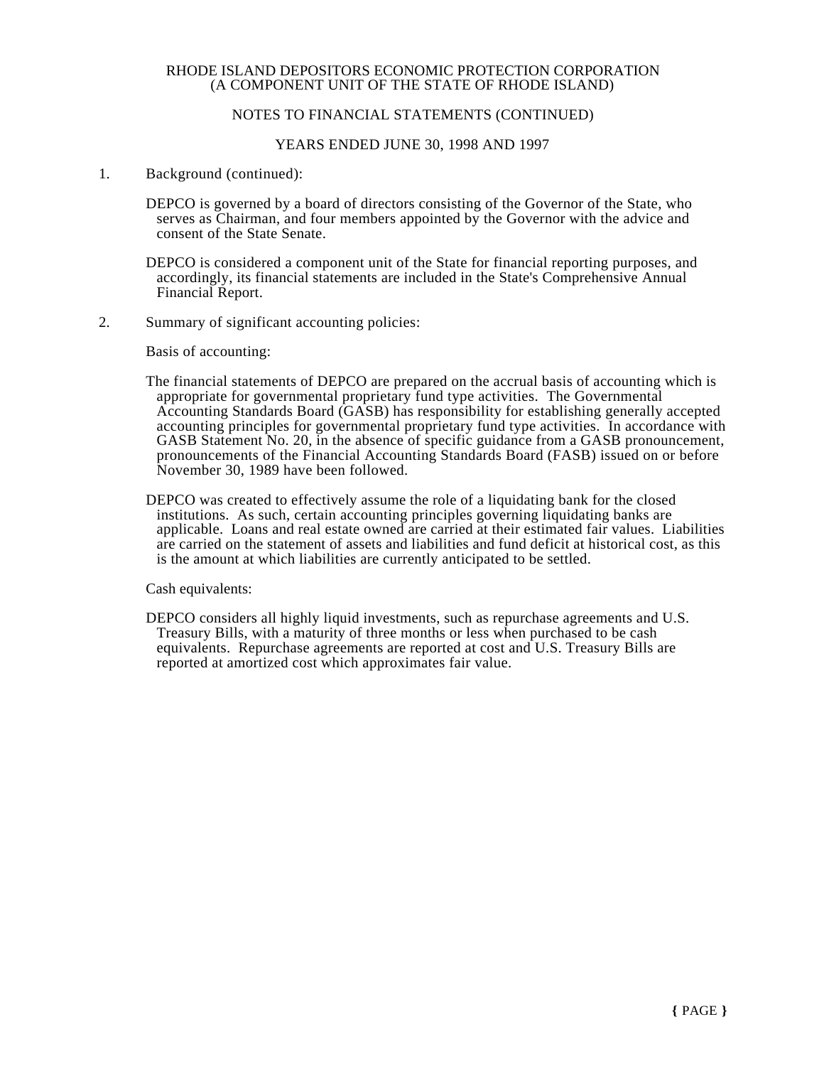RHODE ISLAND DEPOSITORS ECONOMIC PROTECTION CORPORATION
(A COMPONENT UNIT OF THE STATE OF RHODE ISLAND)

NOTES TO FINANCIAL STATEMENTS (CONTINUED)

YEARS ENDED JUNE 30, 1998 AND 1997

1. Background (continued):

DEPCO is governed by a board of directors consisting of the Governor of the State, who serves as Chairman, and four members appointed by the Governor with the advice and consent of the State Senate.

DEPCO is considered a component unit of the State for financial reporting purposes, and accordingly, its financial statements are included in the State's Comprehensive Annual Financial Report.

2. Summary of significant accounting policies:

Basis of accounting:

The financial statements of DEPCO are prepared on the accrual basis of accounting which is appropriate for governmental proprietary fund type activities. The Governmental Accounting Standards Board (GASB) has responsibility for establishing generally accepted accounting principles for governmental proprietary fund type activities. In accordance with GASB Statement No. 20, in the absence of specific guidance from a GASB pronouncement, pronouncements of the Financial Accounting Standards Board (FASB) issued on or before November 30, 1989 have been followed.

DEPCO was created to effectively assume the role of a liquidating bank for the closed institutions. As such, certain accounting principles governing liquidating banks are applicable. Loans and real estate owned are carried at their estimated fair values. Liabilities are carried on the statement of assets and liabilities and fund deficit at historical cost, as this is the amount at which liabilities are currently anticipated to be settled.

Cash equivalents:

DEPCO considers all highly liquid investments, such as repurchase agreements and U.S. Treasury Bills, with a maturity of three months or less when purchased to be cash equivalents. Repurchase agreements are reported at cost and U.S. Treasury Bills are reported at amortized cost which approximates fair value.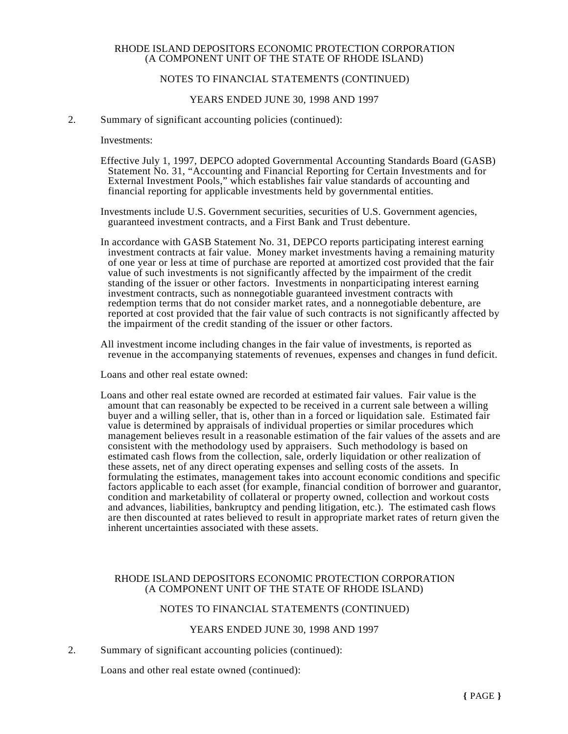2. Summary of significant accounting policies (continued):

Investments:

Effective July 1, 1997, DEPCO adopted Governmental Accounting Standards Board (GASB) Statement No. 31, "Accounting and Financial Reporting for Certain Investments and for External Investment Pools," which establishes fair value standards of accounting and financial reporting for applicable investments held by governmental entities.

Investments include U.S. Government securities, securities of U.S. Government agencies, guaranteed investment contracts, and a First Bank and Trust debenture.

In accordance with GASB Statement No. 31, DEPCO reports participating interest earning investment contracts at fair value. Money market investments having a remaining maturity of one year or less at time of purchase are reported at amortized cost provided that the fair value of such investments is not significantly affected by the impairment of the credit standing of the issuer or other factors. Investments in nonparticipating interest earning investment contracts, such as nonnegotiable guaranteed investment contracts with redemption terms that do not consider market rates, and a nonnegotiable debenture, are reported at cost provided that the fair value of such contracts is not significantly affected by the impairment of the credit standing of the issuer or other factors.

All investment income including changes in the fair value of investments, is reported as revenue in the accompanying statements of revenues, expenses and changes in fund deficit.

Loans and other real estate owned:

Loans and other real estate owned are recorded at estimated fair values. Fair value is the amount that can reasonably be expected to be received in a current sale between a willing buyer and a willing seller, that is, other than in a forced or liquidation sale. Estimated fair value is determined by appraisals of individual properties or similar procedures which management believes result in a reasonable estimation of the fair values of the assets and are consistent with the methodology used by appraisers. Such methodology is based on estimated cash flows from the collection, sale, orderly liquidation or other realization of these assets, net of any direct operating expenses and selling costs of the assets. In formulating the estimates, management takes into account economic conditions and specific factors applicable to each asset (for example, financial condition of borrower and guarantor, condition and marketability of collateral or property owned, collection and workout costs and advances, liabilities, bankruptcy and pending litigation, etc.). The estimated cash flows are then discounted at rates believed to result in appropriate market rates of return given the inherent uncertainties associated with these assets.

2. Summary of significant accounting policies (continued):

Loans and other real estate owned (continued):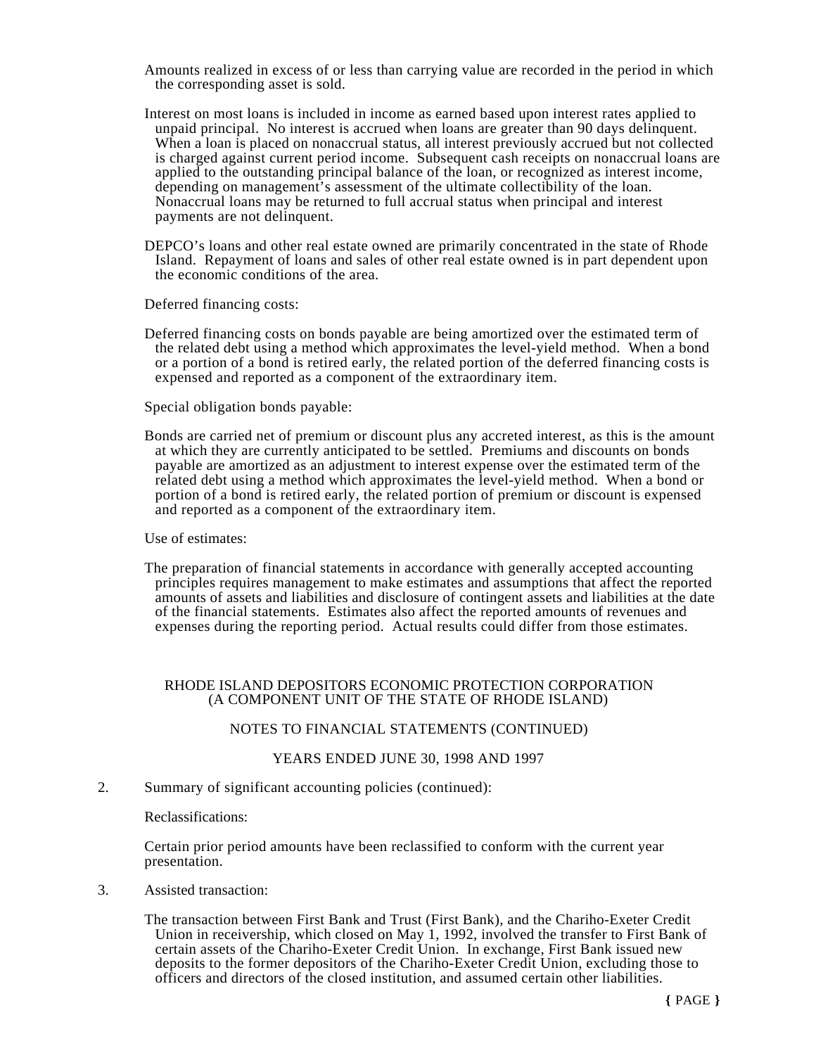Amounts realized in excess of or less than carrying value are recorded in the period in which the corresponding asset is sold.

Interest on most loans is included in income as earned based upon interest rates applied to unpaid principal. No interest is accrued when loans are greater than 90 days delinquent. When a loan is placed on nonaccrual status, all interest previously accrued but not collected is charged against current period income. Subsequent cash receipts on nonaccrual loans are applied to the outstanding principal balance of the loan, or recognized as interest income, depending on management's assessment of the ultimate collectibility of the loan. Nonaccrual loans may be returned to full accrual status when principal and interest payments are not delinquent.

DEPCO's loans and other real estate owned are primarily concentrated in the state of Rhode Island. Repayment of loans and sales of other real estate owned is in part dependent upon the economic conditions of the area.

Deferred financing costs:

Deferred financing costs on bonds payable are being amortized over the estimated term of the related debt using a method which approximates the level-yield method. When a bond or a portion of a bond is retired early, the related portion of the deferred financing costs is expensed and reported as a component of the extraordinary item.

Special obligation bonds payable:

Bonds are carried net of premium or discount plus any accreted interest, as this is the amount at which they are currently anticipated to be settled. Premiums and discounts on bonds payable are amortized as an adjustment to interest expense over the estimated term of the related debt using a method which approximates the level-yield method. When a bond or portion of a bond is retired early, the related portion of premium or discount is expensed and reported as a component of the extraordinary item.

Use of estimates:

The preparation of financial statements in accordance with generally accepted accounting principles requires management to make estimates and assumptions that affect the reported amounts of assets and liabilities and disclosure of contingent assets and liabilities at the date of the financial statements. Estimates also affect the reported amounts of revenues and expenses during the reporting period. Actual results could differ from those estimates.

RHODE ISLAND DEPOSITORS ECONOMIC PROTECTION CORPORATION
(A COMPONENT UNIT OF THE STATE OF RHODE ISLAND)

NOTES TO FINANCIAL STATEMENTS (CONTINUED)

YEARS ENDED JUNE 30, 1998 AND 1997

2. Summary of significant accounting policies (continued):

Reclassifications:

Certain prior period amounts have been reclassified to conform with the current year presentation.

3. Assisted transaction:

The transaction between First Bank and Trust (First Bank), and the Chariho-Exeter Credit Union in receivership, which closed on May 1, 1992, involved the transfer to First Bank of certain assets of the Chariho-Exeter Credit Union. In exchange, First Bank issued new deposits to the former depositors of the Chariho-Exeter Credit Union, excluding those to officers and directors of the closed institution, and assumed certain other liabilities.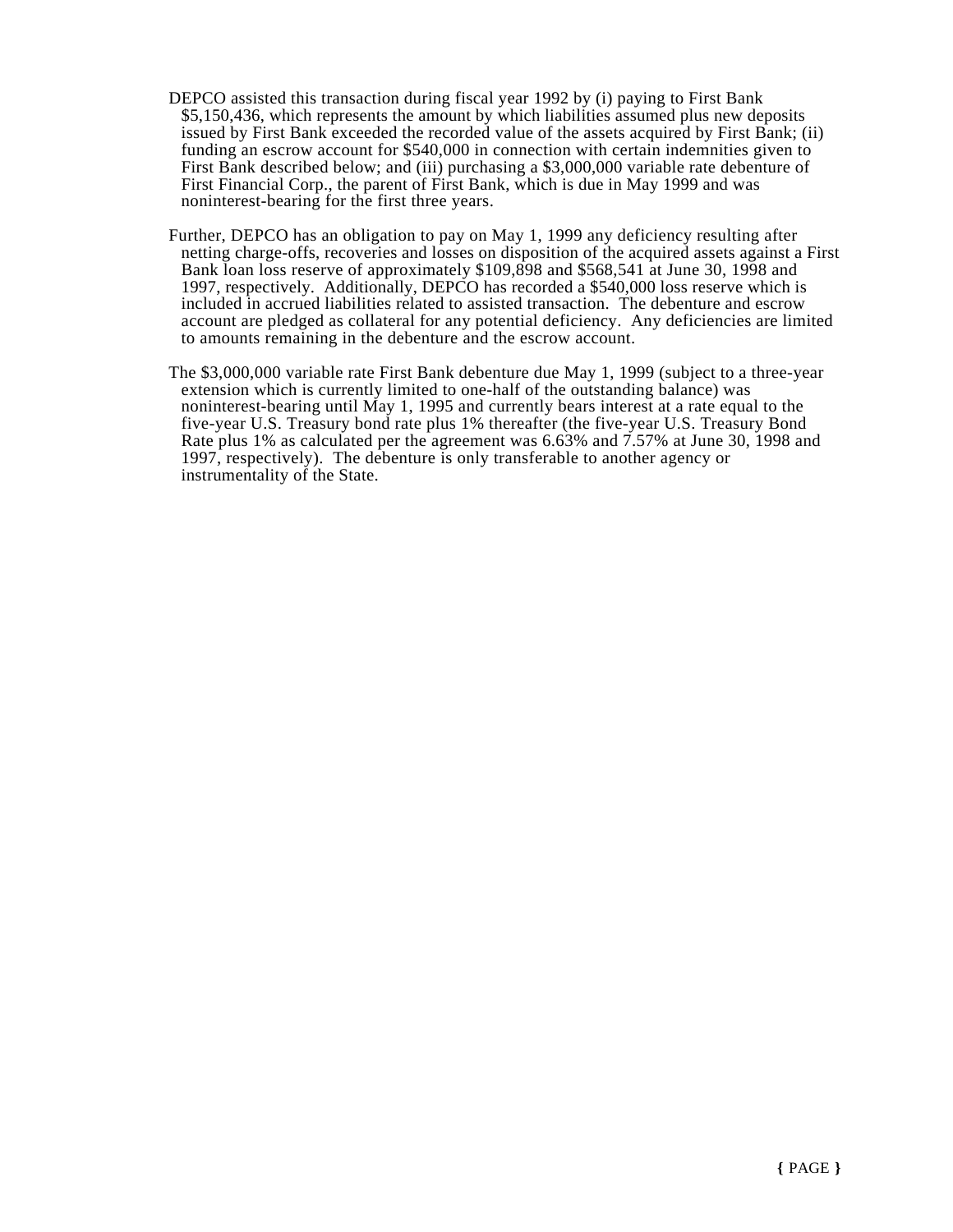DEPCO assisted this transaction during fiscal year 1992 by (i) paying to First Bank $5,150,436, which represents the amount by which liabilities assumed plus new deposits issued by First Bank exceeded the recorded value of the assets acquired by First Bank; (ii) funding an escrow account for $540,000 in connection with certain indemnities given to First Bank described below; and (iii) purchasing a $3,000,000 variable rate debenture of First Financial Corp., the parent of First Bank, which is due in May 1999 and was noninterest-bearing for the first three years.

Further, DEPCO has an obligation to pay on May 1, 1999 any deficiency resulting after netting charge-offs, recoveries and losses on disposition of the acquired assets against a First Bank loan loss reserve of approximately $109,898 and $568,541 at June 30, 1998 and 1997, respectively. Additionally, DEPCO has recorded a $540,000 loss reserve which is included in accrued liabilities related to assisted transaction. The debenture and escrow account are pledged as collateral for any potential deficiency. Any deficiencies are limited to amounts remaining in the debenture and the escrow account.

The $3,000,000 variable rate First Bank debenture due May 1, 1999 (subject to a three-year extension which is currently limited to one-half of the outstanding balance) was noninterest-bearing until May 1, 1995 and currently bears interest at a rate equal to the five-year U.S. Treasury bond rate plus 1% thereafter (the five-year U.S. Treasury Bond Rate plus 1% as calculated per the agreement was 6.63% and 7.57% at June 30, 1998 and 1997, respectively). The debenture is only transferable to another agency or instrumentality of the State.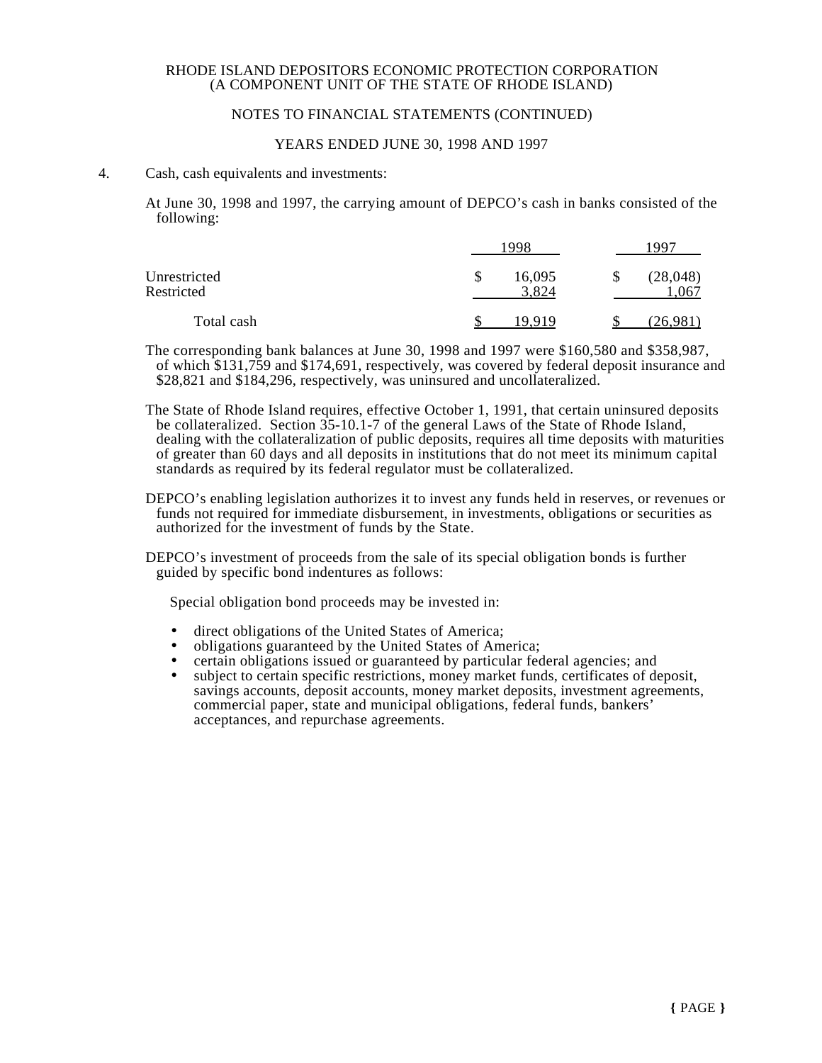RHODE ISLAND DEPOSITORS ECONOMIC PROTECTION CORPORATION
(A COMPONENT UNIT OF THE STATE OF RHODE ISLAND)

NOTES TO FINANCIAL STATEMENTS (CONTINUED)

YEARS ENDED JUNE 30, 1998 AND 1997

4. Cash, cash equivalents and investments:

At June 30, 1998 and 1997, the carrying amount of DEPCO's cash in banks consisted of the following:

| | 1998 | 1997 |
|---|---|---|
| Unrestricted | $ 16,095 | $ (28,048) |
| Restricted | 3,824 | 1,067 |
| Total cash | $ 19,919 | $ (26,981) |

The corresponding bank balances at June 30, 1998 and 1997 were $160,580 and $358,987, of which $131,759 and $174,691, respectively, was covered by federal deposit insurance and $28,821 and $184,296, respectively, was uninsured and uncollateralized.

The State of Rhode Island requires, effective October 1, 1991, that certain uninsured deposits be collateralized. Section 35-10.1-7 of the general Laws of the State of Rhode Island, dealing with the collateralization of public deposits, requires all time deposits with maturities of greater than 60 days and all deposits in institutions that do not meet its minimum capital standards as required by its federal regulator must be collateralized.

DEPCO's enabling legislation authorizes it to invest any funds held in reserves, or revenues or funds not required for immediate disbursement, in investments, obligations or securities as authorized for the investment of funds by the State.

DEPCO's investment of proceeds from the sale of its special obligation bonds is further guided by specific bond indentures as follows:

Special obligation bond proceeds may be invested in:

- direct obligations of the United States of America;
- obligations guaranteed by the United States of America;
- certain obligations issued or guaranteed by particular federal agencies; and
- subject to certain specific restrictions, money market funds, certificates of deposit, savings accounts, deposit accounts, money market deposits, investment agreements, commercial paper, state and municipal obligations, federal funds, bankers' acceptances, and repurchase agreements.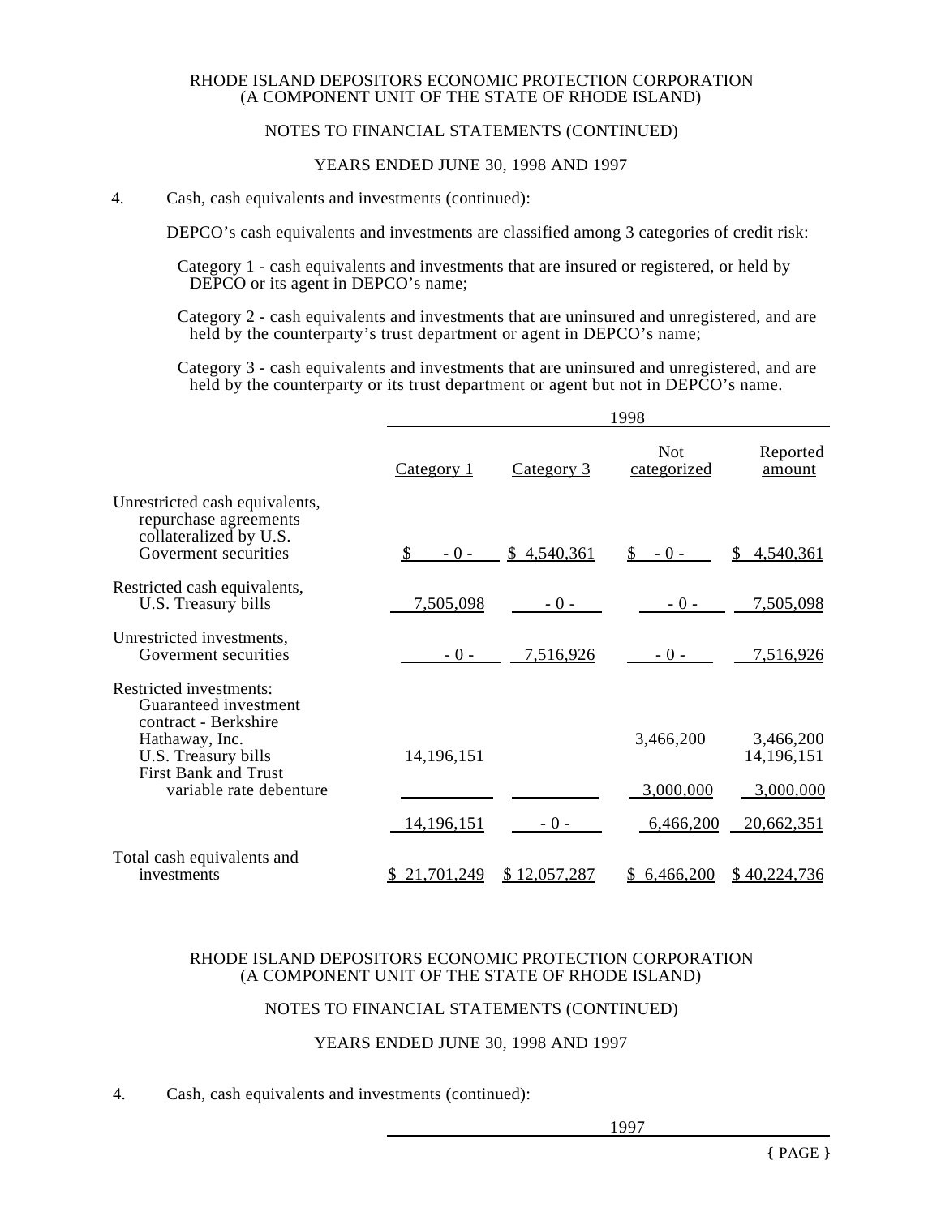RHODE ISLAND DEPOSITORS ECONOMIC PROTECTION CORPORATION
(A COMPONENT UNIT OF THE STATE OF RHODE ISLAND)

NOTES TO FINANCIAL STATEMENTS (CONTINUED)

YEARS ENDED JUNE 30, 1998 AND 1997

4. Cash, cash equivalents and investments (continued):

DEPCO's cash equivalents and investments are classified among 3 categories of credit risk:

Category 1 - cash equivalents and investments that are insured or registered, or held by DEPCO or its agent in DEPCO's name;

Category 2 - cash equivalents and investments that are uninsured and unregistered, and are held by the counterparty's trust department or agent in DEPCO's name;

Category 3 - cash equivalents and investments that are uninsured and unregistered, and are held by the counterparty or its trust department or agent but not in DEPCO's name.

| | 1998 | | | |
|---|---|---|---|---|
| | Category 1 | Category 3 | Not categorized | Reported amount |
| Unrestricted cash equivalents, repurchase agreements collateralized by U.S. Goverment securities | $ - 0 - | $ 4,540,361 | $ - 0 - | $ 4,540,361 |
| Restricted cash equivalents, U.S. Treasury bills | 7,505,098 | - 0 - | - 0 - | 7,505,098 |
| Unrestricted investments, Goverment securities | - 0 - | 7,516,926 | - 0 - | 7,516,926 |
| Restricted investments: | | | | |
| Guaranteed investment contract - Berkshire Hathaway, Inc. | | | 3,466,200 | 3,466,200 |
| U.S. Treasury bills | 14,196,151 | | | 14,196,151 |
| First Bank and Trust variable rate debenture | | | 3,000,000 | 3,000,000 |
| | 14,196,151 | - 0 - | 6,466,200 | 20,662,351 |
| Total cash equivalents and investments | $ 21,701,249 | $ 12,057,287 | $ 6,466,200 | $ 40,224,736 |

RHODE ISLAND DEPOSITORS ECONOMIC PROTECTION CORPORATION
(A COMPONENT UNIT OF THE STATE OF RHODE ISLAND)

NOTES TO FINANCIAL STATEMENTS (CONTINUED)

YEARS ENDED JUNE 30, 1998 AND 1997

4. Cash, cash equivalents and investments (continued):

1997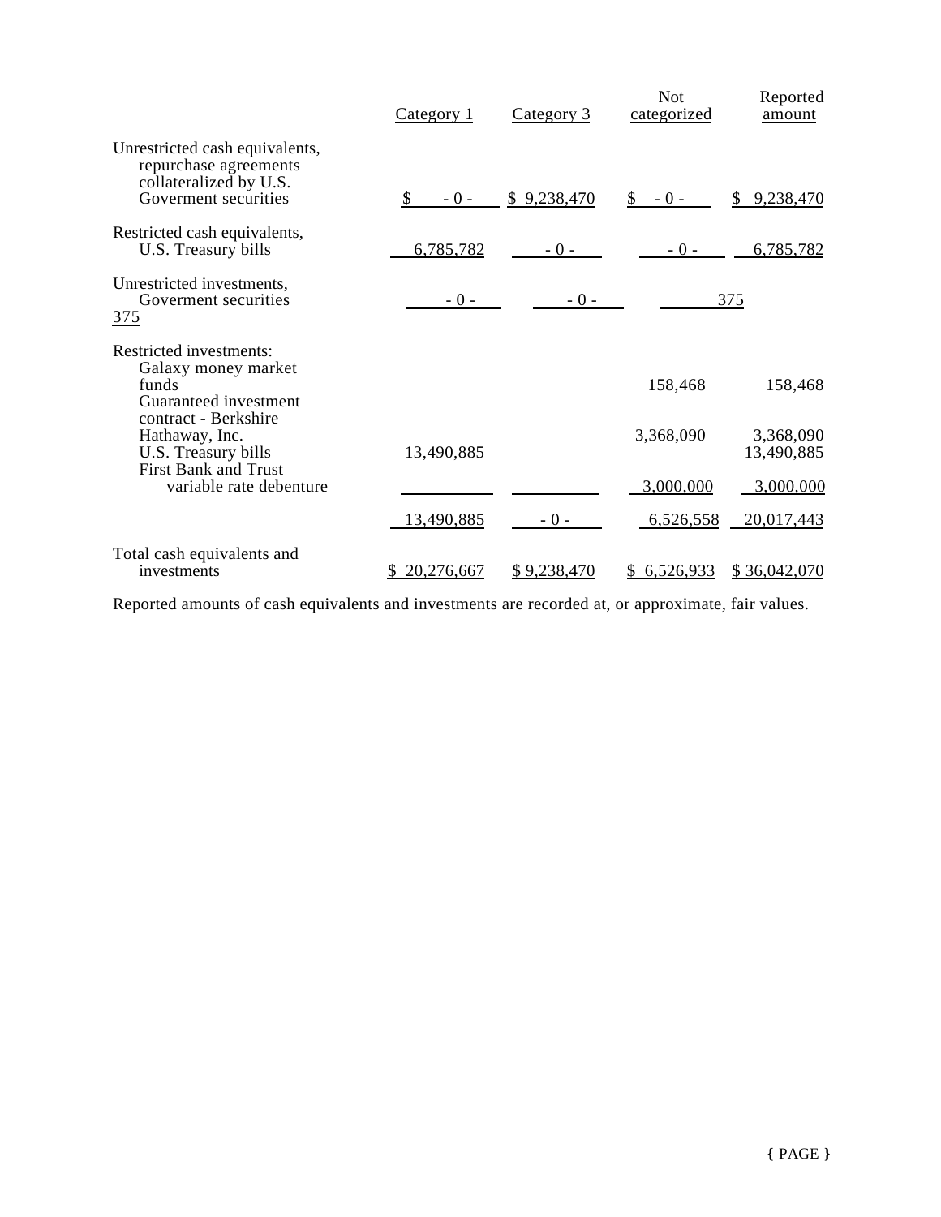| | Category 1 | Category 3 | Not categorized | Reported amount |
|---|---|---|---|---|
| Unrestricted cash equivalents, repurchase agreements collateralized by U.S. Goverment securities | $ - 0 - | $ 9,238,470 | $ - 0 - | $ 9,238,470 |
| Restricted cash equivalents, U.S. Treasury bills | 6,785,782 | - 0 - | - 0 - | 6,785,782 |
| Unrestricted investments, Goverment securities | - 0 - | - 0 - | 375 | 375 |
| Restricted investments: | | | | |
| Galaxy money market funds | | | 158,468 | 158,468 |
| Guaranteed investment contract - Berkshire Hathaway, Inc. | | | 3,368,090 | 3,368,090 |
| U.S. Treasury bills | 13,490,885 | | | 13,490,885 |
| First Bank and Trust variable rate debenture | | | 3,000,000 | 3,000,000 |
| | 13,490,885 | - 0 - | 6,526,558 | 20,017,443 |
| Total cash equivalents and investments | $ 20,276,667 | $ 9,238,470 | $ 6,526,933 | $ 36,042,070 |

Reported amounts of cash equivalents and investments are recorded at, or approximate, fair values.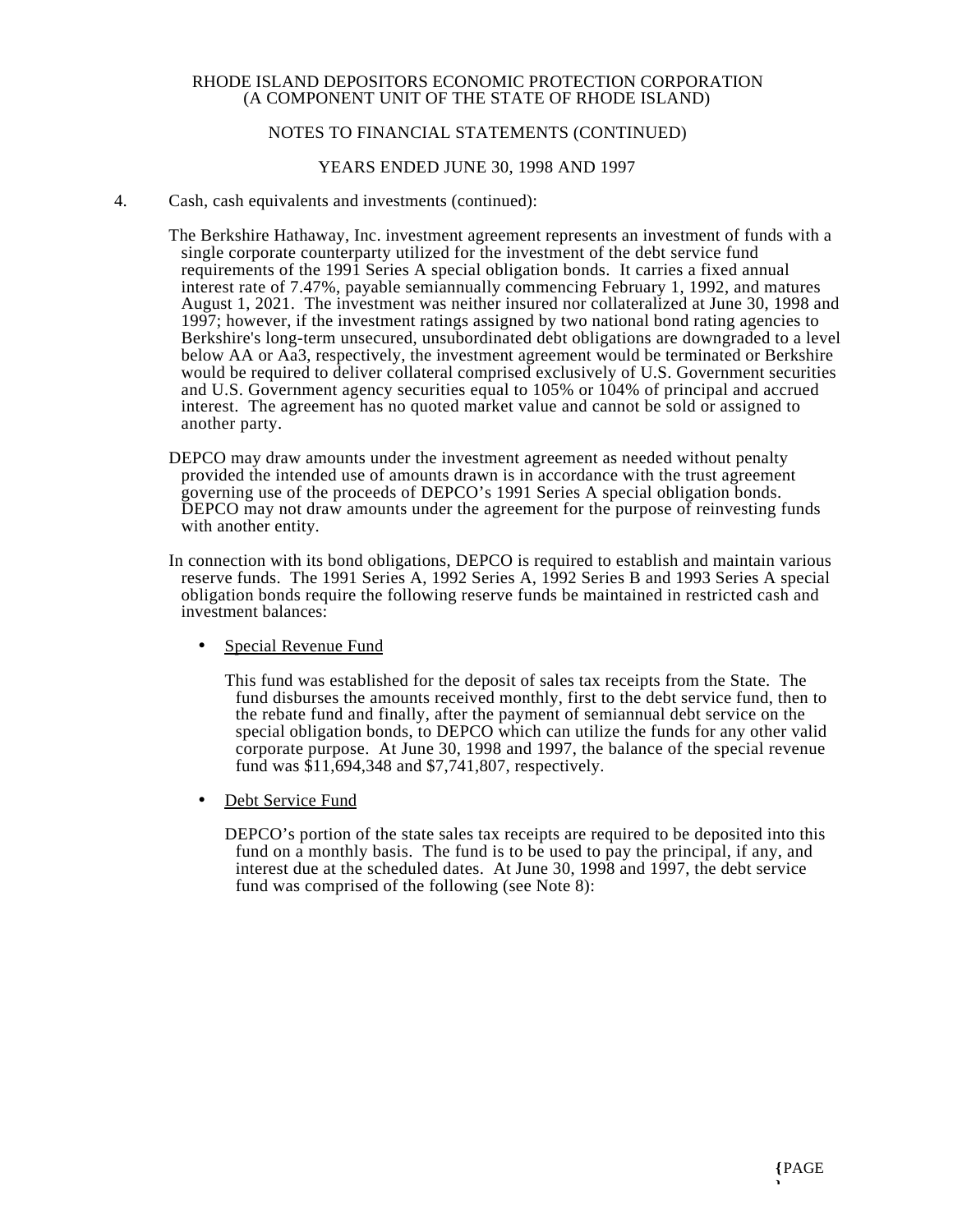4. Cash, cash equivalents and investments (continued):

The Berkshire Hathaway, Inc. investment agreement represents an investment of funds with a single corporate counterparty utilized for the investment of the debt service fund requirements of the 1991 Series A special obligation bonds. It carries a fixed annual interest rate of 7.47%, payable semiannually commencing February 1, 1992, and matures August 1, 2021. The investment was neither insured nor collateralized at June 30, 1998 and 1997; however, if the investment ratings assigned by two national bond rating agencies to Berkshire's long-term unsecured, unsubordinated debt obligations are downgraded to a level below AA or Aa3, respectively, the investment agreement would be terminated or Berkshire would be required to deliver collateral comprised exclusively of U.S. Government securities and U.S. Government agency securities equal to 105% or 104% of principal and accrued interest. The agreement has no quoted market value and cannot be sold or assigned to another party.

DEPCO may draw amounts under the investment agreement as needed without penalty provided the intended use of amounts drawn is in accordance with the trust agreement governing use of the proceeds of DEPCO's 1991 Series A special obligation bonds. DEPCO may not draw amounts under the agreement for the purpose of reinvesting funds with another entity.

In connection with its bond obligations, DEPCO is required to establish and maintain various reserve funds. The 1991 Series A, 1992 Series A, 1992 Series B and 1993 Series A special obligation bonds require the following reserve funds be maintained in restricted cash and investment balances:

- Special Revenue Fund

  This fund was established for the deposit of sales tax receipts from the State. The fund disburses the amounts received monthly, first to the debt service fund, then to the rebate fund and finally, after the payment of semiannual debt service on the special obligation bonds, to DEPCO which can utilize the funds for any other valid corporate purpose. At June 30, 1998 and 1997, the balance of the special revenue fund was $11,694,348 and $7,741,807, respectively.

- Debt Service Fund

  DEPCO's portion of the state sales tax receipts are required to be deposited into this fund on a monthly basis. The fund is to be used to pay the principal, if any, and interest due at the scheduled dates. At June 30, 1998 and 1997, the debt service fund was comprised of the following (see Note 8):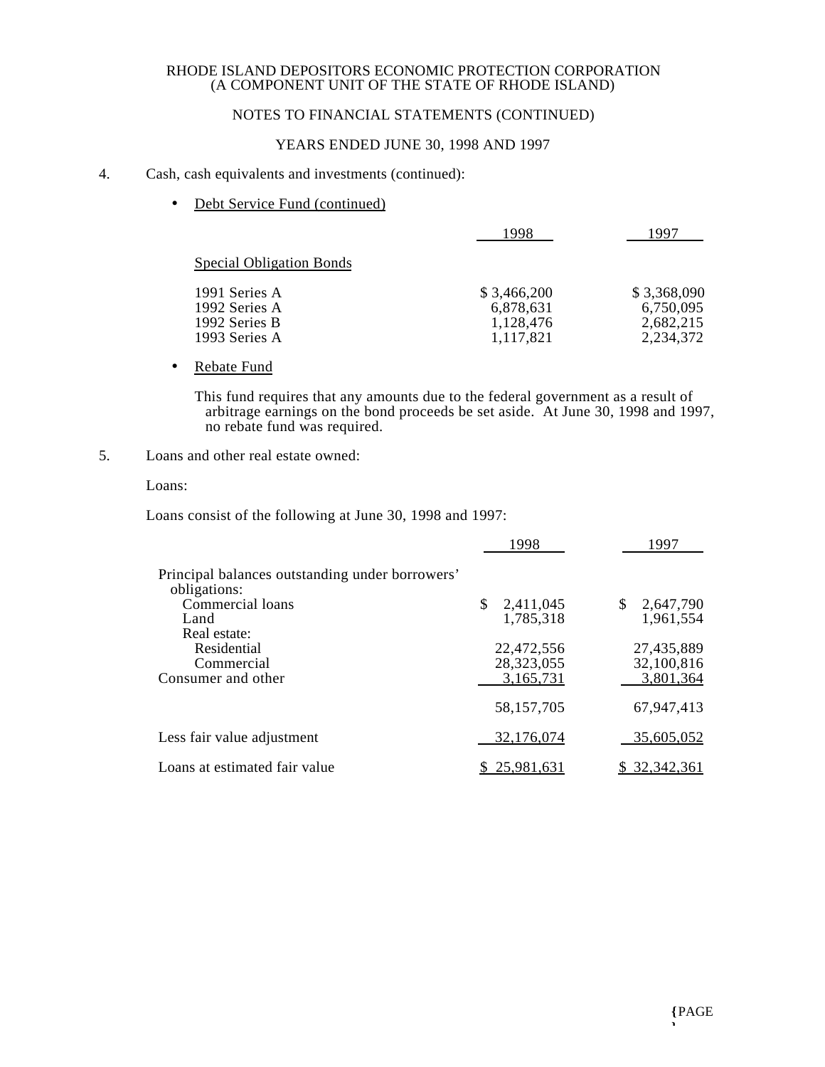4. Cash, cash equivalents and investments (continued):

- Debt Service Fund (continued)

| | 1998 | 1997 |
|---|---|---|
| Special Obligation Bonds | | |
| 1991 Series A | $ 3,466,200 | $ 3,368,090 |
| 1992 Series A | 6,878,631 | 6,750,095 |
| 1992 Series B | 1,128,476 | 2,682,215 |
| 1993 Series A | 1,117,821 | 2,234,372 |

- Rebate Fund

  This fund requires that any amounts due to the federal government as a result of arbitrage earnings on the bond proceeds be set aside. At June 30, 1998 and 1997, no rebate fund was required.

5. Loans and other real estate owned:

Loans:

Loans consist of the following at June 30, 1998 and 1997:

| | 1998 | 1997 |
|---|---|---|
| Principal balances outstanding under borrowers' obligations: | | |
| Commercial loans | $ 2,411,045 | $ 2,647,790 |
| Land | 1,785,318 | 1,961,554 |
| Real estate: | | |
| Residential | 22,472,556 | 27,435,889 |
| Commercial | 28,323,055 | 32,100,816 |
| Consumer and other | 3,165,731 | 3,801,364 |
| | 58,157,705 | 67,947,413 |
| Less fair value adjustment | 32,176,074 | 35,605,052 |
| Loans at estimated fair value | $ 25,981,631 | $ 32,342,361 |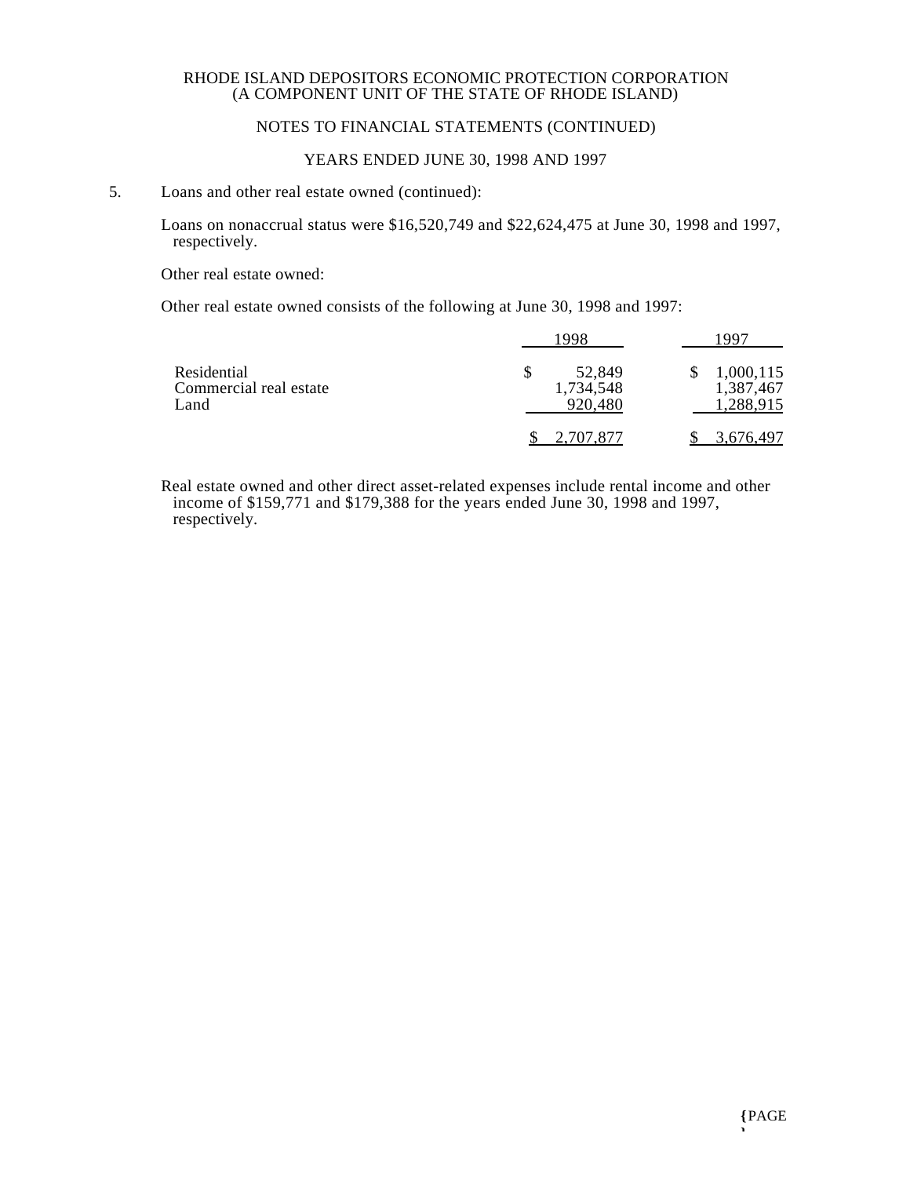5. Loans and other real estate owned (continued):

Loans on nonaccrual status were $16,520,749 and $22,624,475 at June 30, 1998 and 1997, respectively.

Other real estate owned:

Other real estate owned consists of the following at June 30, 1998 and 1997:

| | 1998 | 1997 |
|---|---|---|
| Residential | $ 52,849 | $ 1,000,115 |
| Commercial real estate | 1,734,548 | 1,387,467 |
| Land | 920,480 | 1,288,915 |
| | $ 2,707,877 | $ 3,676,497 |

Real estate owned and other direct asset-related expenses include rental income and other income of $159,771 and $179,388 for the years ended June 30, 1998 and 1997, respectively.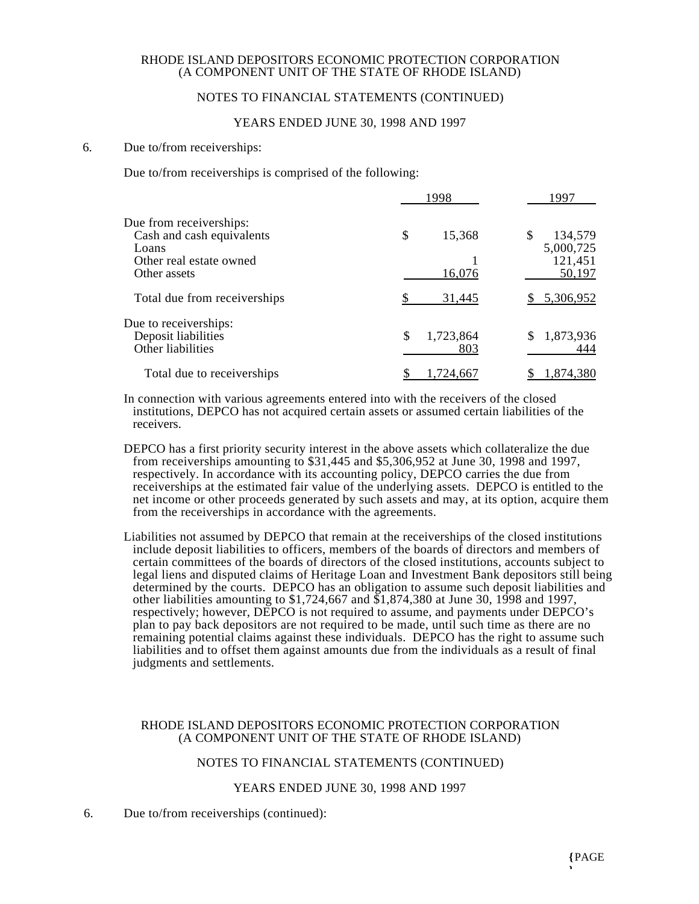## 6. Due to/from receiverships:

Due to/from receiverships is comprised of the following:

| | 1998 | 1997 |
|---|---|---|
| Due from receiverships: | | |
| Cash and cash equivalents | $ 15,368 | $ 134,579 |
| Loans | | 5,000,725 |
| Other real estate owned | 1 | 121,451 |
| Other assets | 16,076 | 50,197 |
| Total due from receiverships | $ 31,445 | $ 5,306,952 |
| Due to receiverships: | | |
| Deposit liabilities | $ 1,723,864 | $ 1,873,936 |
| Other liabilities | 803 | 444 |
| Total due to receiverships | $ 1,724,667 | $ 1,874,380 |

In connection with various agreements entered into with the receivers of the closed institutions, DEPCO has not acquired certain assets or assumed certain liabilities of the receivers.

DEPCO has a first priority security interest in the above assets which collateralize the due from receiverships amounting to $31,445 and $5,306,952 at June 30, 1998 and 1997, respectively. In accordance with its accounting policy, DEPCO carries the due from receiverships at the estimated fair value of the underlying assets. DEPCO is entitled to the net income or other proceeds generated by such assets and may, at its option, acquire them from the receiverships in accordance with the agreements.

Liabilities not assumed by DEPCO that remain at the receiverships of the closed institutions include deposit liabilities to officers, members of the boards of directors and members of certain committees of the boards of directors of the closed institutions, accounts subject to legal liens and disputed claims of Heritage Loan and Investment Bank depositors still being determined by the courts. DEPCO has an obligation to assume such deposit liabilities and other liabilities amounting to $1,724,667 and $1,874,380 at June 30, 1998 and 1997, respectively; however, DEPCO is not required to assume, and payments under DEPCO's plan to pay back depositors are not required to be made, until such time as there are no remaining potential claims against these individuals. DEPCO has the right to assume such liabilities and to offset them against amounts due from the individuals as a result of final judgments and settlements.

## 6. Due to/from receiverships (continued):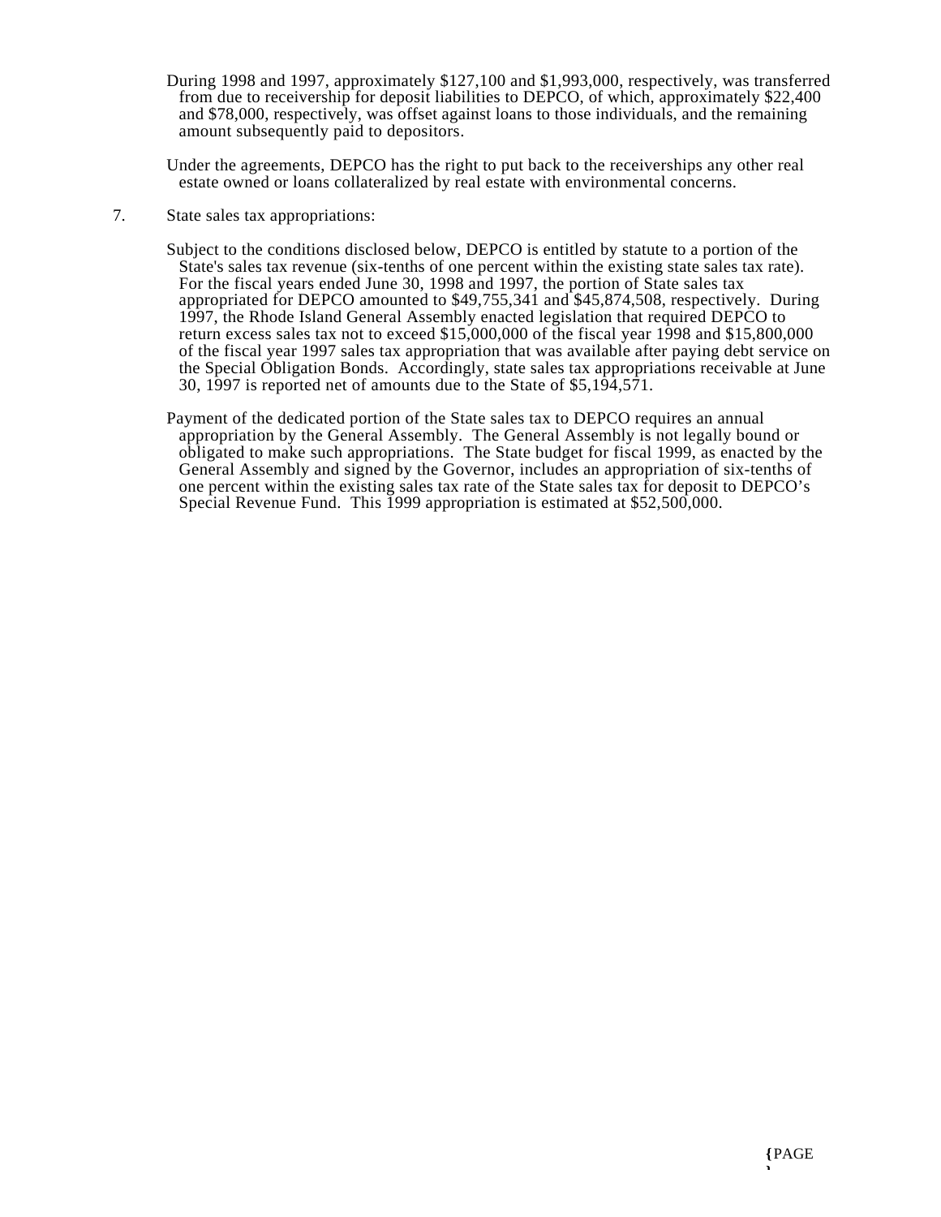During 1998 and 1997, approximately $127,100 and $1,993,000, respectively, was transferred from due to receivership for deposit liabilities to DEPCO, of which, approximately $22,400 and $78,000, respectively, was offset against loans to those individuals, and the remaining amount subsequently paid to depositors.

Under the agreements, DEPCO has the right to put back to the receiverships any other real estate owned or loans collateralized by real estate with environmental concerns.

7. State sales tax appropriations:

Subject to the conditions disclosed below, DEPCO is entitled by statute to a portion of the State's sales tax revenue (six-tenths of one percent within the existing state sales tax rate). For the fiscal years ended June 30, 1998 and 1997, the portion of State sales tax appropriated for DEPCO amounted to $49,755,341 and $45,874,508, respectively. During 1997, the Rhode Island General Assembly enacted legislation that required DEPCO to return excess sales tax not to exceed $15,000,000 of the fiscal year 1998 and $15,800,000 of the fiscal year 1997 sales tax appropriation that was available after paying debt service on the Special Obligation Bonds. Accordingly, state sales tax appropriations receivable at June 30, 1997 is reported net of amounts due to the State of $5,194,571.

Payment of the dedicated portion of the State sales tax to DEPCO requires an annual appropriation by the General Assembly. The General Assembly is not legally bound or obligated to make such appropriations. The State budget for fiscal 1999, as enacted by the General Assembly and signed by the Governor, includes an appropriation of six-tenths of one percent within the existing sales tax rate of the State sales tax for deposit to DEPCO's Special Revenue Fund. This 1999 appropriation is estimated at $52,500,000.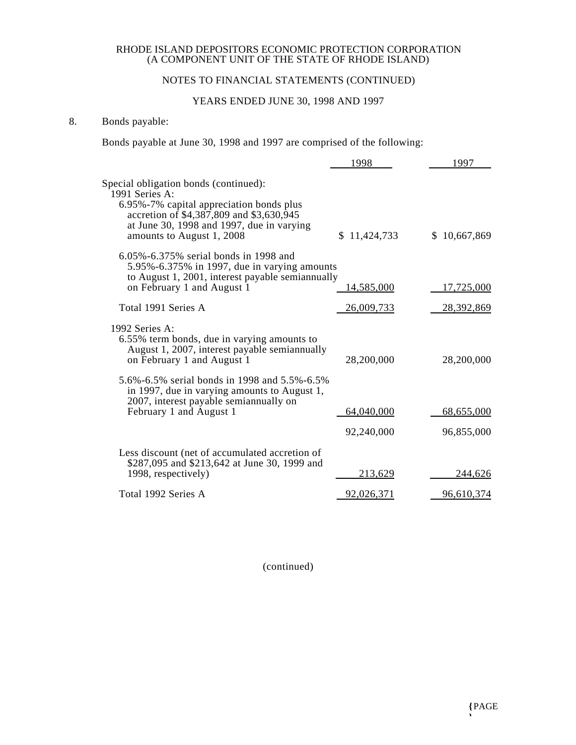RHODE ISLAND DEPOSITORS ECONOMIC PROTECTION CORPORATION
(A COMPONENT UNIT OF THE STATE OF RHODE ISLAND)

NOTES TO FINANCIAL STATEMENTS (CONTINUED)

YEARS ENDED JUNE 30, 1998 AND 1997

8. Bonds payable:

Bonds payable at June 30, 1998 and 1997 are comprised of the following:

| | 1998 | 1997 |
|---|---|---|
| Special obligation bonds (continued): | | |
| 1991 Series A: | | |
| 6.95%-7% capital appreciation bonds plus accretion of $4,387,809 and $3,630,945 at June 30, 1998 and 1997, due in varying amounts to August 1, 2008 | $ 11,424,733 | $ 10,667,869 |
| 6.05%-6.375% serial bonds in 1998 and 5.95%-6.375% in 1997, due in varying amounts to August 1, 2001, interest payable semiannually on February 1 and August 1 | 14,585,000 | 17,725,000 |
| Total 1991 Series A | 26,009,733 | 28,392,869 |
| 1992 Series A: | | |
| 6.55% term bonds, due in varying amounts to August 1, 2007, interest payable semiannually on February 1 and August 1 | 28,200,000 | 28,200,000 |
| 5.6%-6.5% serial bonds in 1998 and 5.5%-6.5% in 1997, due in varying amounts to August 1, 2007, interest payable semiannually on February 1 and August 1 | 64,040,000 | 68,655,000 |
| | 92,240,000 | 96,855,000 |
| Less discount (net of accumulated accretion of $287,095 and $213,642 at June 30, 1999 and 1998, respectively) | 213,629 | 244,626 |
| Total 1992 Series A | 92,026,371 | 96,610,374 |

(continued)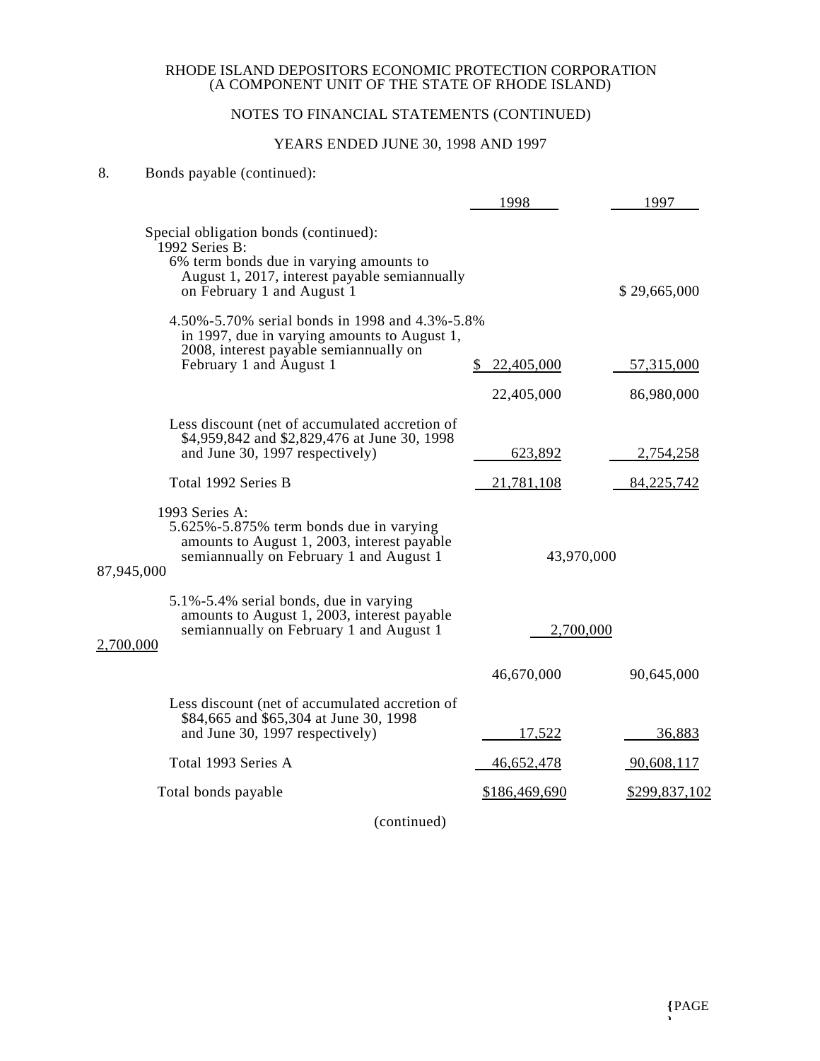RHODE ISLAND DEPOSITORS ECONOMIC PROTECTION CORPORATION
(A COMPONENT UNIT OF THE STATE OF RHODE ISLAND)

NOTES TO FINANCIAL STATEMENTS (CONTINUED)

YEARS ENDED JUNE 30, 1998 AND 1997

8. Bonds payable (continued):

| | 1998 | 1997 |
|---|---|---|
| Special obligation bonds (continued): | | |
| 1992 Series B: | | |
| 6% term bonds due in varying amounts to August 1, 2017, interest payable semiannually on February 1 and August 1 | | $ 29,665,000 |
| 4.50%-5.70% serial bonds in 1998 and 4.3%-5.8% in 1997, due in varying amounts to August 1, 2008, interest payable semiannually on February 1 and August 1 | $ 22,405,000 | 57,315,000 |
| | 22,405,000 | 86,980,000 |
| Less discount (net of accumulated accretion of $4,959,842 and $2,829,476 at June 30, 1998 and June 30, 1997 respectively) | 623,892 | 2,754,258 |
| Total 1992 Series B | 21,781,108 | 84,225,742 |
| 1993 Series A: | | |
| 5.625%-5.875% term bonds due in varying amounts to August 1, 2003, interest payable semiannually on February 1 and August 1 | 43,970,000 | 87,945,000 |
| 5.1%-5.4% serial bonds, due in varying amounts to August 1, 2003, interest payable semiannually on February 1 and August 1 | 2,700,000 | 2,700,000 |
| | 46,670,000 | 90,645,000 |
| Less discount (net of accumulated accretion of $84,665 and $65,304 at June 30, 1998 and June 30, 1997 respectively) | 17,522 | 36,883 |
| Total 1993 Series A | 46,652,478 | 90,608,117 |
| Total bonds payable | $186,469,690 | $299,837,102 |

(continued)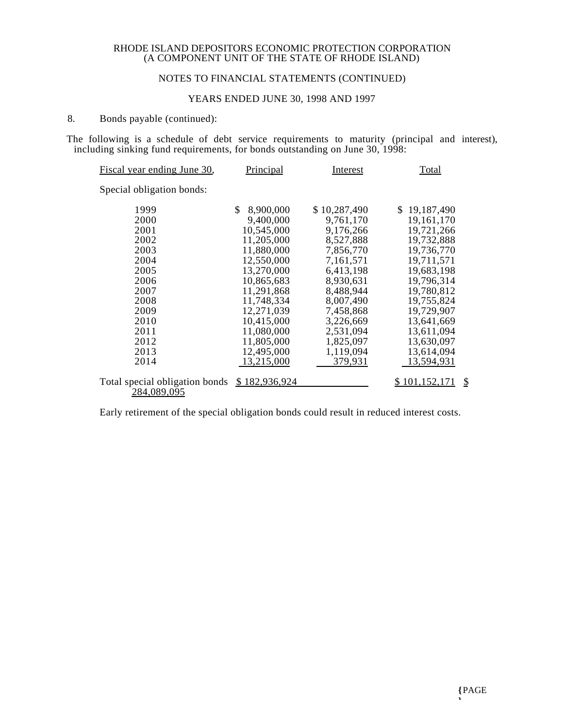RHODE ISLAND DEPOSITORS ECONOMIC PROTECTION CORPORATION
(A COMPONENT UNIT OF THE STATE OF RHODE ISLAND)

NOTES TO FINANCIAL STATEMENTS (CONTINUED)

YEARS ENDED JUNE 30, 1998 AND 1997

8. Bonds payable (continued):

The following is a schedule of debt service requirements to maturity (principal and interest), including sinking fund requirements, for bonds outstanding on June 30, 1998:

| Fiscal year ending June 30, | Principal | Interest | Total |
|---|---|---|---|
| Special obligation bonds: | | | |
| 1999 | $ 8,900,000 | $ 10,287,490 | $ 19,187,490 |
| 2000 | 9,400,000 | 9,761,170 | 19,161,170 |
| 2001 | 10,545,000 | 9,176,266 | 19,721,266 |
| 2002 | 11,205,000 | 8,527,888 | 19,732,888 |
| 2003 | 11,880,000 | 7,856,770 | 19,736,770 |
| 2004 | 12,550,000 | 7,161,571 | 19,711,571 |
| 2005 | 13,270,000 | 6,413,198 | 19,683,198 |
| 2006 | 10,865,683 | 8,930,631 | 19,796,314 |
| 2007 | 11,291,868 | 8,488,944 | 19,780,812 |
| 2008 | 11,748,334 | 8,007,490 | 19,755,824 |
| 2009 | 12,271,039 | 7,458,868 | 19,729,907 |
| 2010 | 10,415,000 | 3,226,669 | 13,641,669 |
| 2011 | 11,080,000 | 2,531,094 | 13,611,094 |
| 2012 | 11,805,000 | 1,825,097 | 13,630,097 |
| 2013 | 12,495,000 | 1,119,094 | 13,614,094 |
| 2014 | 13,215,000 | 379,931 | 13,594,931 |
| Total special obligation bonds | $ 182,936,924 | $ 101,152,171 | $ 284,089,095 |

Early retirement of the special obligation bonds could result in reduced interest costs.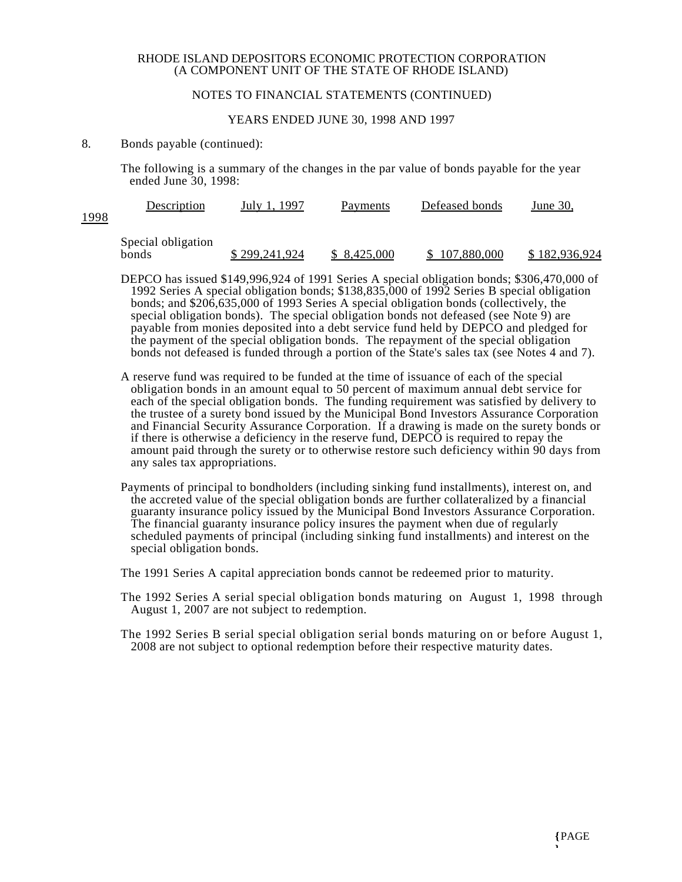RHODE ISLAND DEPOSITORS ECONOMIC PROTECTION CORPORATION
(A COMPONENT UNIT OF THE STATE OF RHODE ISLAND)

NOTES TO FINANCIAL STATEMENTS (CONTINUED)

YEARS ENDED JUNE 30, 1998 AND 1997

8. Bonds payable (continued):

The following is a summary of the changes in the par value of bonds payable for the year ended June 30, 1998:

| Description | July 1, 1997 | Payments | Defeased bonds | June 30, 1998 |
|---|---|---|---|---|
| Special obligation bonds | $ 299,241,924 | $ 8,425,000 | $ 107,880,000 | $ 182,936,924 |

DEPCO has issued $149,996,924 of 1991 Series A special obligation bonds; $306,470,000 of 1992 Series A special obligation bonds; $138,835,000 of 1992 Series B special obligation bonds; and $206,635,000 of 1993 Series A special obligation bonds (collectively, the special obligation bonds). The special obligation bonds not defeased (see Note 9) are payable from monies deposited into a debt service fund held by DEPCO and pledged for the payment of the special obligation bonds. The repayment of the special obligation bonds not defeased is funded through a portion of the State's sales tax (see Notes 4 and 7).

A reserve fund was required to be funded at the time of issuance of each of the special obligation bonds in an amount equal to 50 percent of maximum annual debt service for each of the special obligation bonds. The funding requirement was satisfied by delivery to the trustee of a surety bond issued by the Municipal Bond Investors Assurance Corporation and Financial Security Assurance Corporation. If a drawing is made on the surety bonds or if there is otherwise a deficiency in the reserve fund, DEPCO is required to repay the amount paid through the surety or to otherwise restore such deficiency within 90 days from any sales tax appropriations.

Payments of principal to bondholders (including sinking fund installments), interest on, and the accreted value of the special obligation bonds are further collateralized by a financial guaranty insurance policy issued by the Municipal Bond Investors Assurance Corporation. The financial guaranty insurance policy insures the payment when due of regularly scheduled payments of principal (including sinking fund installments) and interest on the special obligation bonds.

The 1991 Series A capital appreciation bonds cannot be redeemed prior to maturity.

The 1992 Series A serial special obligation bonds maturing on August 1, 1998 through August 1, 2007 are not subject to redemption.

The 1992 Series B serial special obligation serial bonds maturing on or before August 1, 2008 are not subject to optional redemption before their respective maturity dates.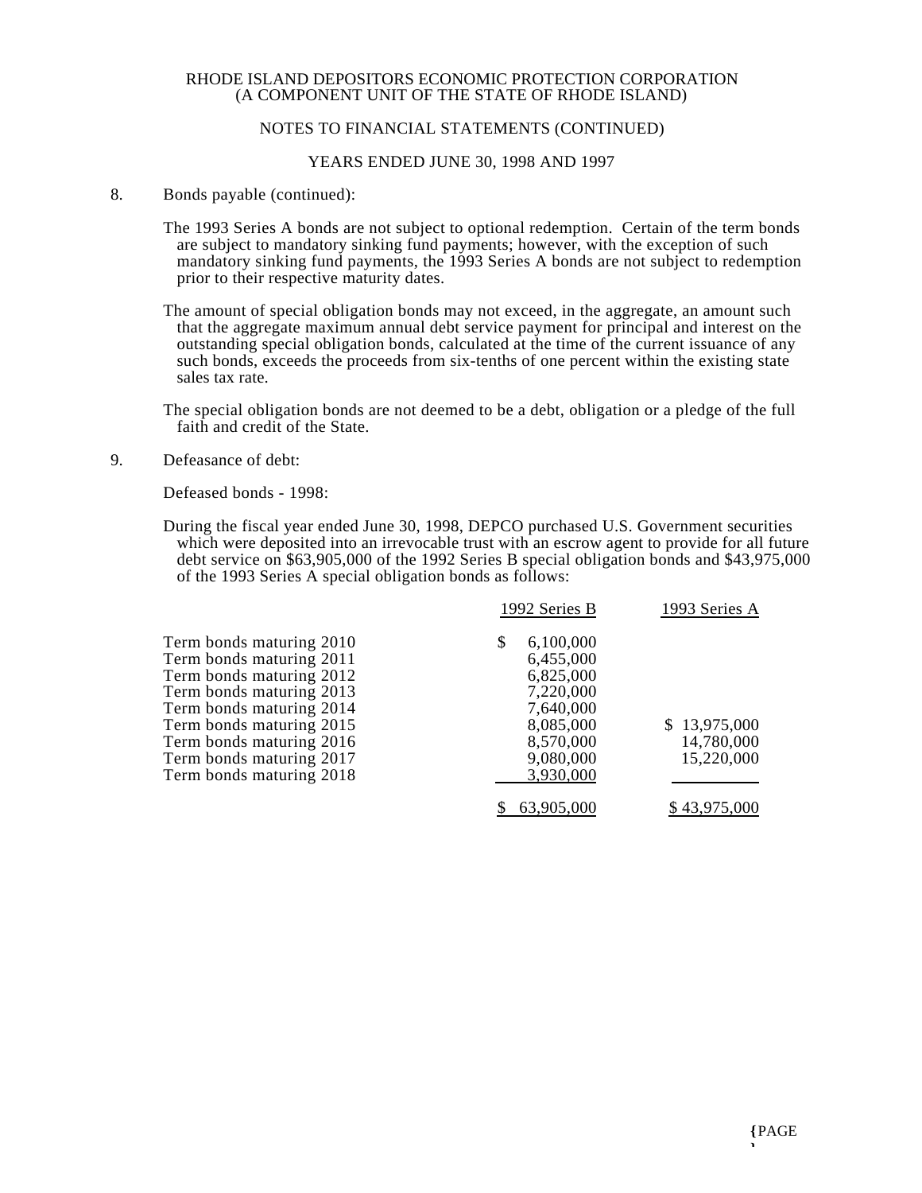RHODE ISLAND DEPOSITORS ECONOMIC PROTECTION CORPORATION
(A COMPONENT UNIT OF THE STATE OF RHODE ISLAND)

NOTES TO FINANCIAL STATEMENTS (CONTINUED)

YEARS ENDED JUNE 30, 1998 AND 1997

8. Bonds payable (continued):

The 1993 Series A bonds are not subject to optional redemption. Certain of the term bonds are subject to mandatory sinking fund payments; however, with the exception of such mandatory sinking fund payments, the 1993 Series A bonds are not subject to redemption prior to their respective maturity dates.

The amount of special obligation bonds may not exceed, in the aggregate, an amount such that the aggregate maximum annual debt service payment for principal and interest on the outstanding special obligation bonds, calculated at the time of the current issuance of any such bonds, exceeds the proceeds from six-tenths of one percent within the existing state sales tax rate.

The special obligation bonds are not deemed to be a debt, obligation or a pledge of the full faith and credit of the State.

9. Defeasance of debt:

Defeased bonds - 1998:

During the fiscal year ended June 30, 1998, DEPCO purchased U.S. Government securities which were deposited into an irrevocable trust with an escrow agent to provide for all future debt service on $63,905,000 of the 1992 Series B special obligation bonds and $43,975,000 of the 1993 Series A special obligation bonds as follows:

| | 1992 Series B | 1993 Series A |
|---|---|---|
| Term bonds maturing 2010 | $ 6,100,000 | |
| Term bonds maturing 2011 | 6,455,000 | |
| Term bonds maturing 2012 | 6,825,000 | |
| Term bonds maturing 2013 | 7,220,000 | |
| Term bonds maturing 2014 | 7,640,000 | |
| Term bonds maturing 2015 | 8,085,000 | $ 13,975,000 |
| Term bonds maturing 2016 | 8,570,000 | 14,780,000 |
| Term bonds maturing 2017 | 9,080,000 | 15,220,000 |
| Term bonds maturing 2018 | 3,930,000 | |
| | $ 63,905,000 | $ 43,975,000 |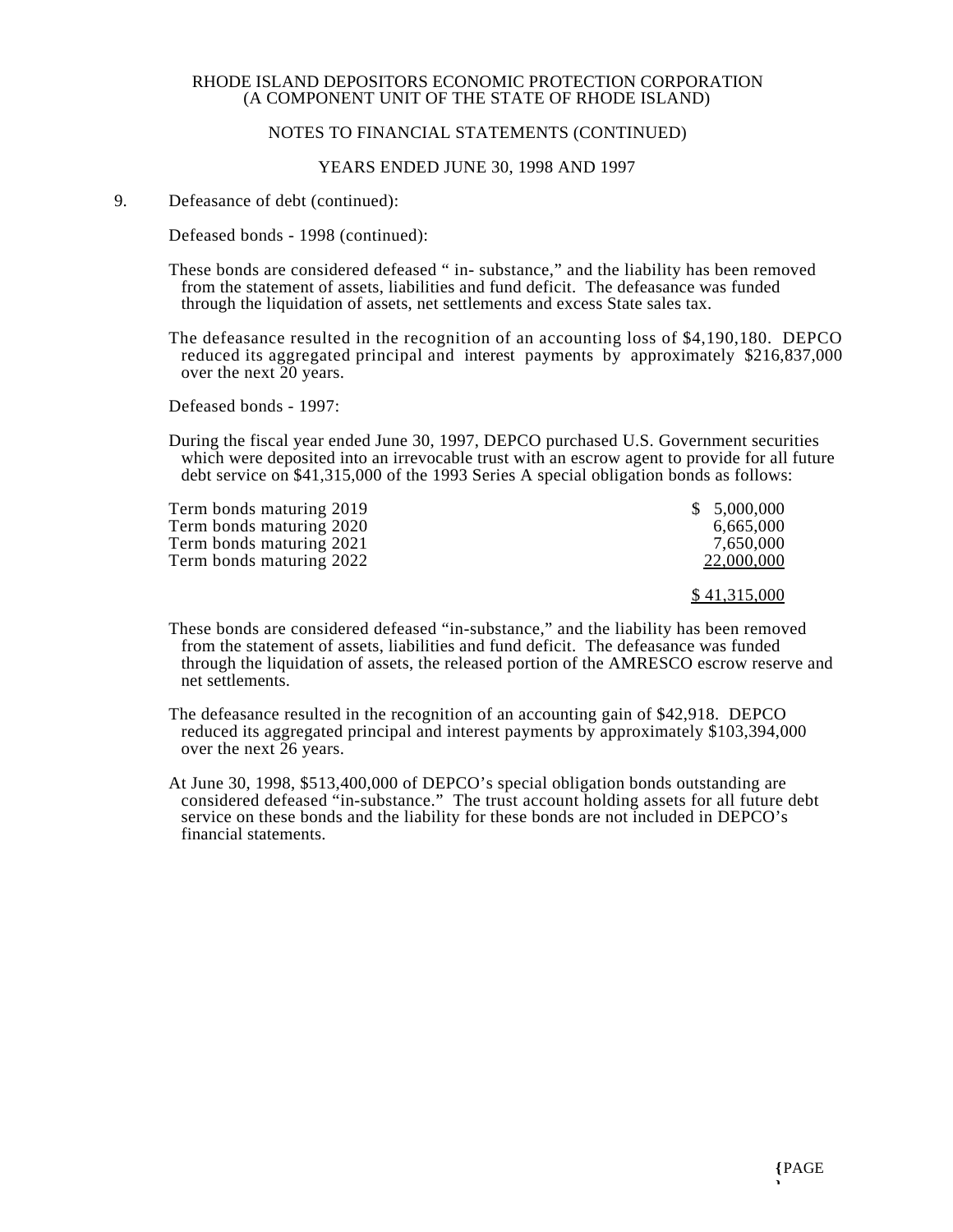9. Defeasance of debt (continued):

Defeased bonds - 1998 (continued):

These bonds are considered defeased " in- substance," and the liability has been removed from the statement of assets, liabilities and fund deficit. The defeasance was funded through the liquidation of assets, net settlements and excess State sales tax.

The defeasance resulted in the recognition of an accounting loss of $4,190,180. DEPCO reduced its aggregated principal and interest payments by approximately $216,837,000 over the next 20 years.

Defeased bonds - 1997:

During the fiscal year ended June 30, 1997, DEPCO purchased U.S. Government securities which were deposited into an irrevocable trust with an escrow agent to provide for all future debt service on $41,315,000 of the 1993 Series A special obligation bonds as follows:

| | |
|---|---|
| Term bonds maturing 2019 | $ 5,000,000 |
| Term bonds maturing 2020 | 6,665,000 |
| Term bonds maturing 2021 | 7,650,000 |
| Term bonds maturing 2022 | 22,000,000 |
| | $ 41,315,000 |

These bonds are considered defeased "in-substance," and the liability has been removed from the statement of assets, liabilities and fund deficit. The defeasance was funded through the liquidation of assets, the released portion of the AMRESCO escrow reserve and net settlements.

The defeasance resulted in the recognition of an accounting gain of $42,918. DEPCO reduced its aggregated principal and interest payments by approximately $103,394,000 over the next 26 years.

At June 30, 1998, $513,400,000 of DEPCO's special obligation bonds outstanding are considered defeased "in-substance." The trust account holding assets for all future debt service on these bonds and the liability for these bonds are not included in DEPCO's financial statements.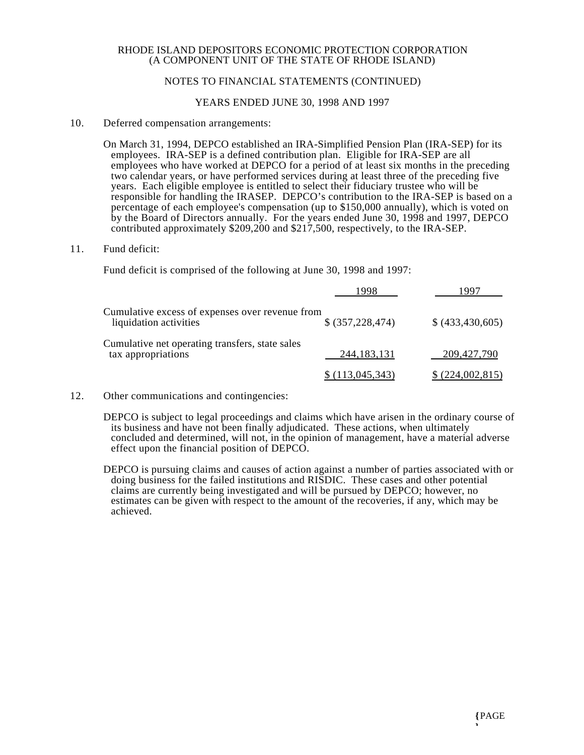RHODE ISLAND DEPOSITORS ECONOMIC PROTECTION CORPORATION
(A COMPONENT UNIT OF THE STATE OF RHODE ISLAND)

NOTES TO FINANCIAL STATEMENTS (CONTINUED)

YEARS ENDED JUNE 30, 1998 AND 1997

10. Deferred compensation arrangements:

On March 31, 1994, DEPCO established an IRA-Simplified Pension Plan (IRA-SEP) for its employees. IRA-SEP is a defined contribution plan. Eligible for IRA-SEP are all employees who have worked at DEPCO for a period of at least six months in the preceding two calendar years, or have performed services during at least three of the preceding five years. Each eligible employee is entitled to select their fiduciary trustee who will be responsible for handling the IRASEP. DEPCO's contribution to the IRA-SEP is based on a percentage of each employee's compensation (up to $150,000 annually), which is voted on by the Board of Directors annually. For the years ended June 30, 1998 and 1997, DEPCO contributed approximately $209,200 and $217,500, respectively, to the IRA-SEP.

11. Fund deficit:

Fund deficit is comprised of the following at June 30, 1998 and 1997:

| | 1998 | 1997 |
|---|---|---|
| Cumulative excess of expenses over revenue from liquidation activities | $ (357,228,474) | $ (433,430,605) |
| Cumulative net operating transfers, state sales tax appropriations | 244,183,131 | 209,427,790 |
| | $ (113,045,343) | $ (224,002,815) |

12. Other communications and contingencies:

DEPCO is subject to legal proceedings and claims which have arisen in the ordinary course of its business and have not been finally adjudicated. These actions, when ultimately concluded and determined, will not, in the opinion of management, have a material adverse effect upon the financial position of DEPCO.

DEPCO is pursuing claims and causes of action against a number of parties associated with or doing business for the failed institutions and RISDIC. These cases and other potential claims are currently being investigated and will be pursued by DEPCO; however, no estimates can be given with respect to the amount of the recoveries, if any, which may be achieved.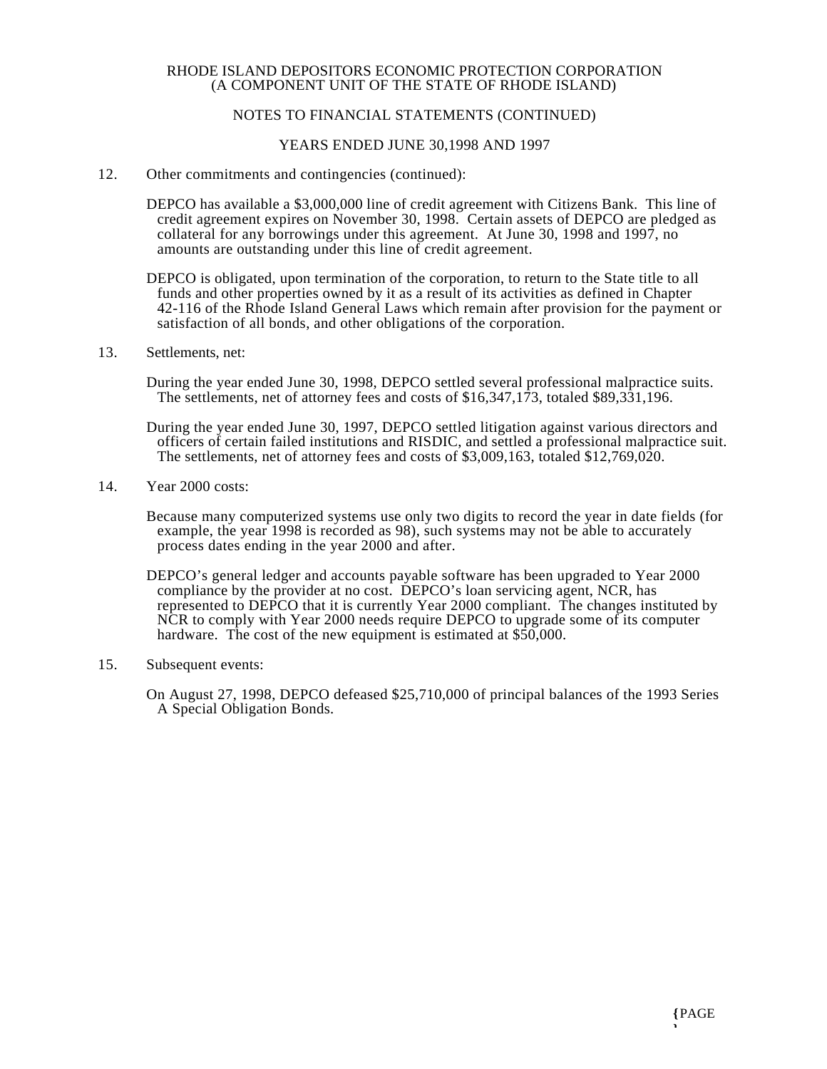12. Other commitments and contingencies (continued):

DEPCO has available a $3,000,000 line of credit agreement with Citizens Bank. This line of credit agreement expires on November 30, 1998. Certain assets of DEPCO are pledged as collateral for any borrowings under this agreement. At June 30, 1998 and 1997, no amounts are outstanding under this line of credit agreement.

DEPCO is obligated, upon termination of the corporation, to return to the State title to all funds and other properties owned by it as a result of its activities as defined in Chapter 42-116 of the Rhode Island General Laws which remain after provision for the payment or satisfaction of all bonds, and other obligations of the corporation.

13. Settlements, net:

During the year ended June 30, 1998, DEPCO settled several professional malpractice suits. The settlements, net of attorney fees and costs of $16,347,173, totaled $89,331,196.

During the year ended June 30, 1997, DEPCO settled litigation against various directors and officers of certain failed institutions and RISDIC, and settled a professional malpractice suit. The settlements, net of attorney fees and costs of $3,009,163, totaled $12,769,020.

14. Year 2000 costs:

Because many computerized systems use only two digits to record the year in date fields (for example, the year 1998 is recorded as 98), such systems may not be able to accurately process dates ending in the year 2000 and after.

DEPCO's general ledger and accounts payable software has been upgraded to Year 2000 compliance by the provider at no cost. DEPCO's loan servicing agent, NCR, has represented to DEPCO that it is currently Year 2000 compliant. The changes instituted by NCR to comply with Year 2000 needs require DEPCO to upgrade some of its computer hardware. The cost of the new equipment is estimated at $50,000.

15. Subsequent events:

On August 27, 1998, DEPCO defeased $25,710,000 of principal balances of the 1993 Series A Special Obligation Bonds.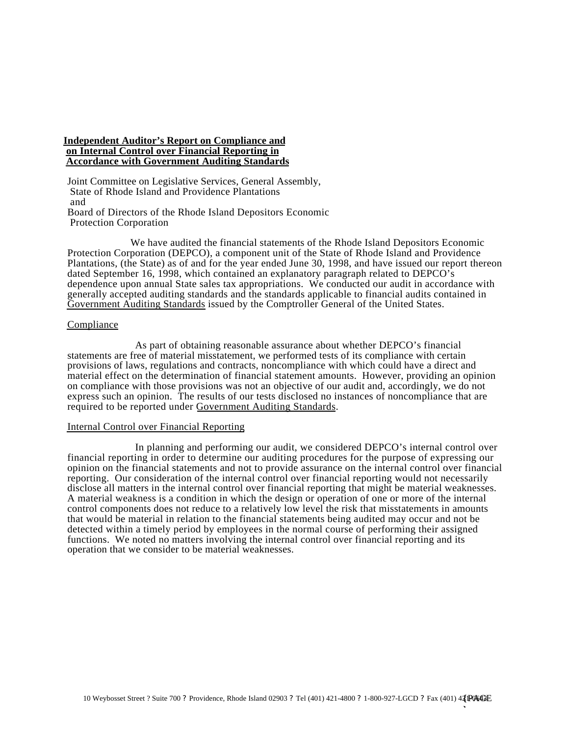**Independent Auditor's Report on Compliance and on Internal Control over Financial Reporting in Accordance with Government Auditing Standards**

Joint Committee on Legislative Services, General Assembly,
State of Rhode Island and Providence Plantations
and
Board of Directors of the Rhode Island Depositors Economic Protection Corporation

We have audited the financial statements of the Rhode Island Depositors Economic Protection Corporation (DEPCO), a component unit of the State of Rhode Island and Providence Plantations, (the State) as of and for the year ended June 30, 1998, and have issued our report thereon dated September 16, 1998, which contained an explanatory paragraph related to DEPCO's dependence upon annual State sales tax appropriations. We conducted our audit in accordance with generally accepted auditing standards and the standards applicable to financial audits contained in Government Auditing Standards issued by the Comptroller General of the United States.

Compliance

As part of obtaining reasonable assurance about whether DEPCO's financial statements are free of material misstatement, we performed tests of its compliance with certain provisions of laws, regulations and contracts, noncompliance with which could have a direct and material effect on the determination of financial statement amounts. However, providing an opinion on compliance with those provisions was not an objective of our audit and, accordingly, we do not express such an opinion. The results of our tests disclosed no instances of noncompliance that are required to be reported under Government Auditing Standards.

Internal Control over Financial Reporting

In planning and performing our audit, we considered DEPCO's internal control over financial reporting in order to determine our auditing procedures for the purpose of expressing our opinion on the financial statements and not to provide assurance on the internal control over financial reporting. Our consideration of the internal control over financial reporting would not necessarily disclose all matters in the internal control over financial reporting that might be material weaknesses. A material weakness is a condition in which the design or operation of one or more of the internal control components does not reduce to a relatively low level the risk that misstatements in amounts that would be material in relation to the financial statements being audited may occur and not be detected within a timely period by employees in the normal course of performing their assigned functions. We noted no matters involving the internal control over financial reporting and its operation that we consider to be material weaknesses.

10 Weybosset Street ? Suite 700 ? Providence, Rhode Island 02903 ? Tel (401) 421-4800 ? 1-800-927-LGCD ? Fax (401) 421-0643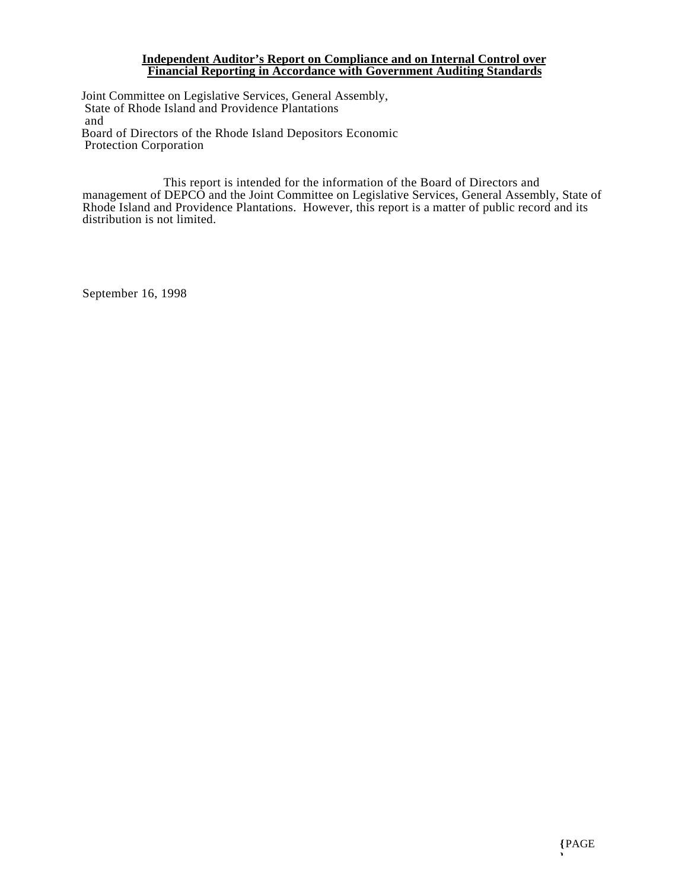**Independent Auditor's Report on Compliance and on Internal Control over Financial Reporting in Accordance with Government Auditing Standards**

Joint Committee on Legislative Services, General Assembly,
State of Rhode Island and Providence Plantations
and
Board of Directors of the Rhode Island Depositors Economic
Protection Corporation

This report is intended for the information of the Board of Directors and management of DEPCO and the Joint Committee on Legislative Services, General Assembly, State of Rhode Island and Providence Plantations. However, this report is a matter of public record and its distribution is not limited.

September 16, 1998